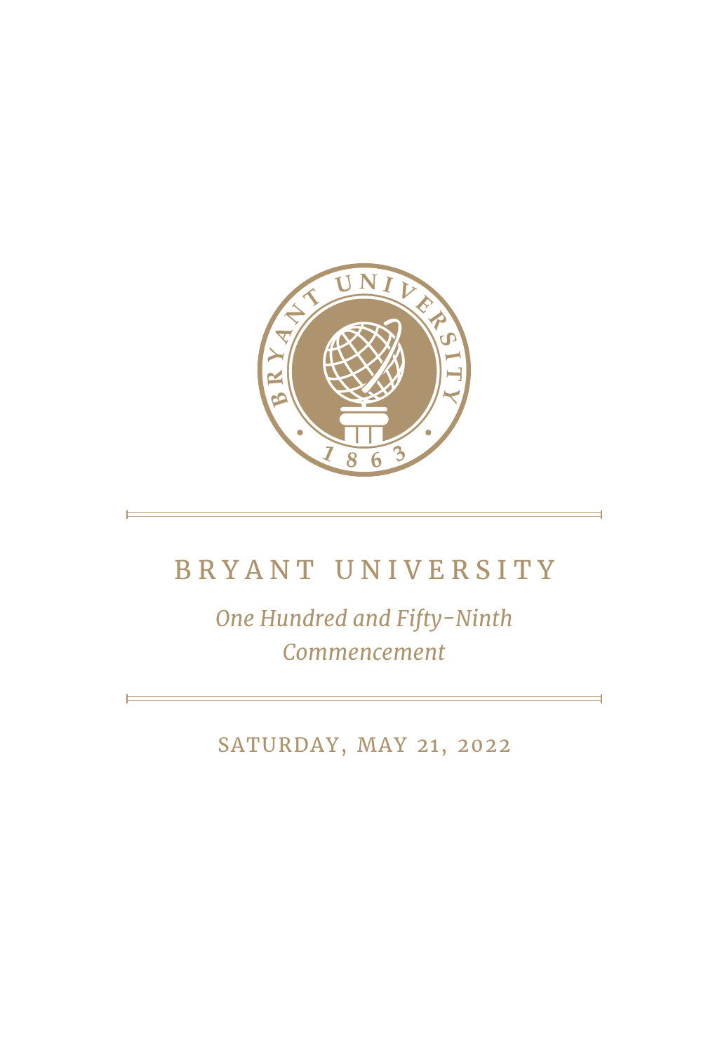# BRYANT UNIVERSITY

*One Hundred and Fifty-Ninth Commencement*

SATURDAY, MAY 21, 2022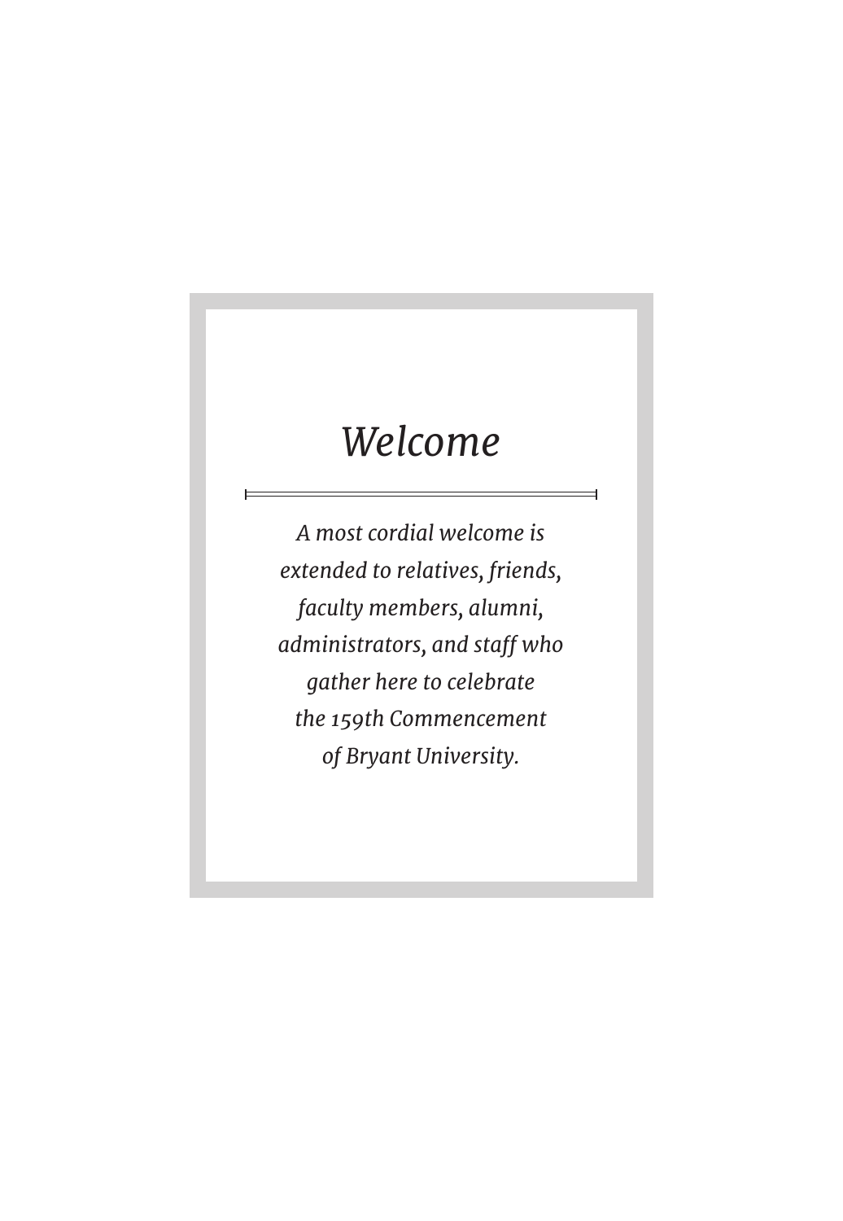# *Welcome*

*A most cordial welcome is extended to relatives, friends, faculty members, alumni, administrators, and staff who gather here to celebrate the 159th Commencement of Bryant University.*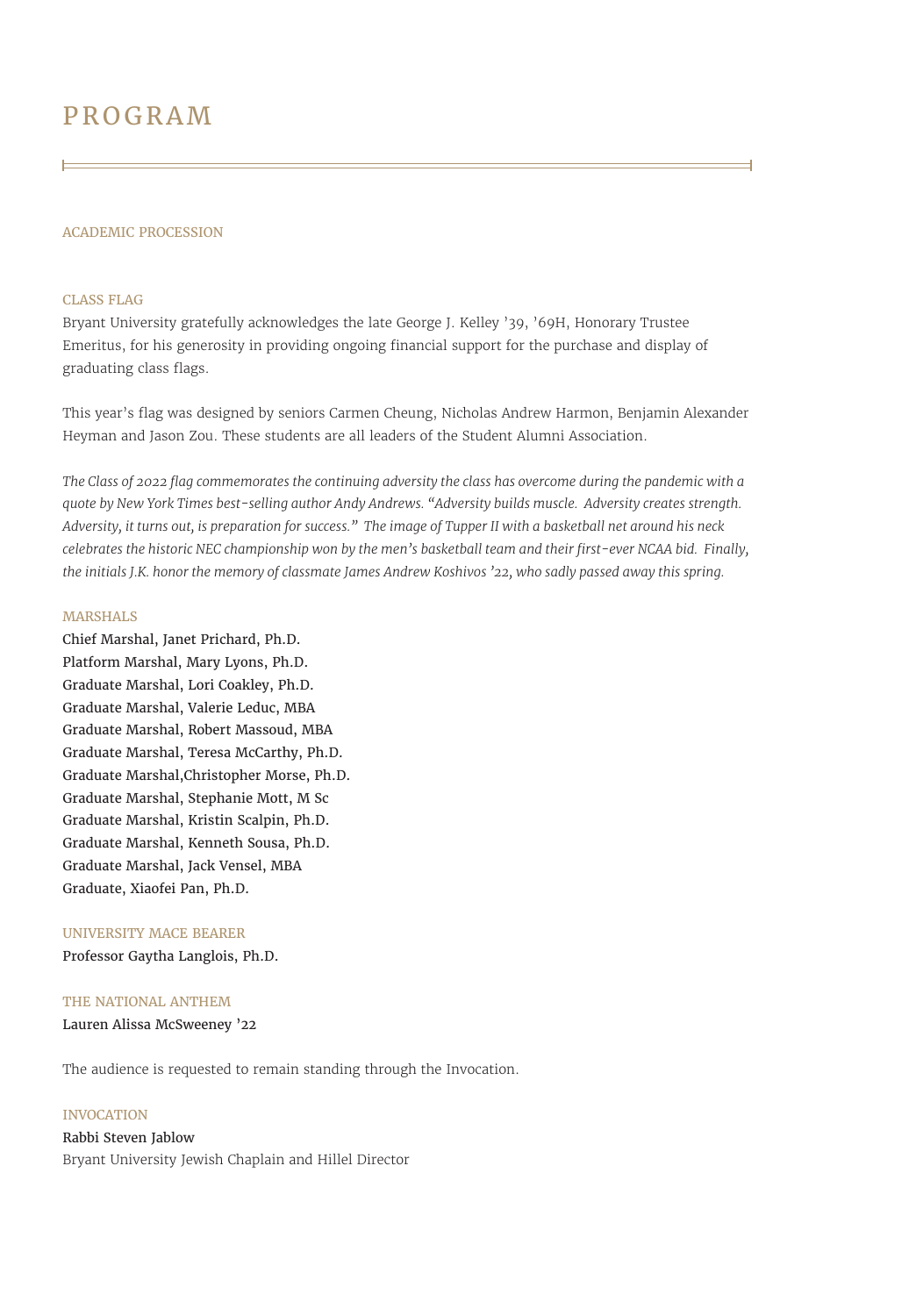# PROGRAM

## ACADEMIC PROCESSION

## CLASS FLAG

Bryant University gratefully acknowledges the late George J. Kelley '39, '69H, Honorary Trustee Emeritus, for his generosity in providing ongoing financial support for the purchase and display of graduating class flags.

This year's flag was designed by seniors Carmen Cheung, Nicholas Andrew Harmon, Benjamin Alexander Heyman and Jason Zou. These students are all leaders of the Student Alumni Association.

*The Class of 2022 flag commemorates the continuing adversity the class has overcome during the pandemic with a quote by New York Times best-selling author Andy Andrews. "Adversity builds muscle. Adversity creates strength. Adversity, it turns out, is preparation for success." The image of Tupper II with a basketball net around his neck celebrates the historic NEC championship won by the men's basketball team and their first-ever NCAA bid. Finally, the initials J.K. honor the memory of classmate James Andrew Koshivos '22, who sadly passed away this spring.*

## MARSHALS

Chief Marshal, Janet Prichard, Ph.D.
Platform Marshal, Mary Lyons, Ph.D.
Graduate Marshal, Lori Coakley, Ph.D.
Graduate Marshal, Valerie Leduc, MBA
Graduate Marshal, Robert Massoud, MBA
Graduate Marshal, Teresa McCarthy, Ph.D.
Graduate Marshal,Christopher Morse, Ph.D.
Graduate Marshal, Stephanie Mott, M Sc
Graduate Marshal, Kristin Scalpin, Ph.D.
Graduate Marshal, Kenneth Sousa, Ph.D.
Graduate Marshal, Jack Vensel, MBA
Graduate, Xiaofei Pan, Ph.D.

## UNIVERSITY MACE BEARER

Professor Gaytha Langlois, Ph.D.

## THE NATIONAL ANTHEM

Lauren Alissa McSweeney '22

The audience is requested to remain standing through the Invocation.

## INVOCATION

Rabbi Steven Jablow
Bryant University Jewish Chaplain and Hillel Director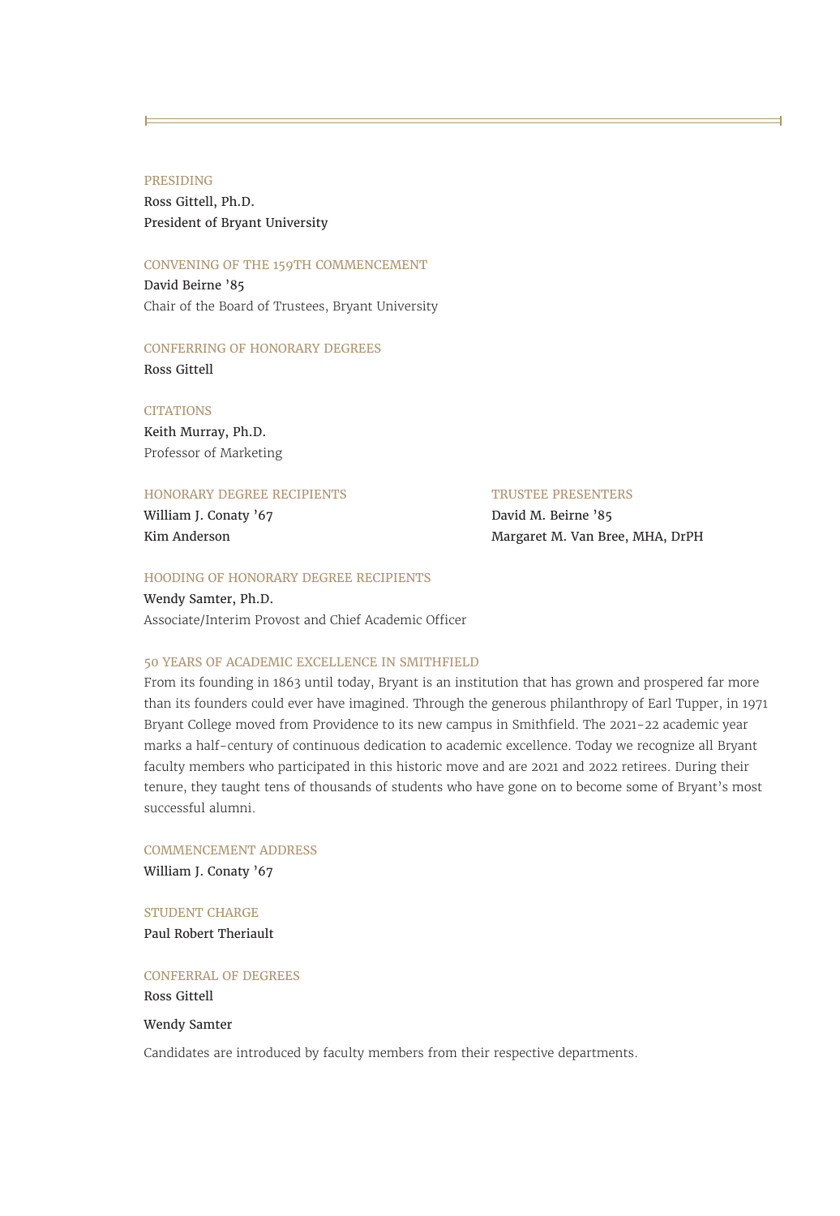### PRESIDING

Ross Gittell, Ph.D.
President of Bryant University

### CONVENING OF THE 159TH COMMENCEMENT

David Beirne ’85
Chair of the Board of Trustees, Bryant University

### CONFERRING OF HONORARY DEGREES

Ross Gittell

### CITATIONS

Keith Murray, Ph.D.
Professor of Marketing

| HONORARY DEGREE RECIPIENTS | TRUSTEE PRESENTERS |
| --- | --- |
| William J. Conaty ’67 | David M. Beirne ’85 |
| Kim Anderson | Margaret M. Van Bree, MHA, DrPH |

### HOODING OF HONORARY DEGREE RECIPIENTS

Wendy Samter, Ph.D.
Associate/Interim Provost and Chief Academic Officer

### 50 YEARS OF ACADEMIC EXCELLENCE IN SMITHFIELD

From its founding in 1863 until today, Bryant is an institution that has grown and prospered far more than its founders could ever have imagined. Through the generous philanthropy of Earl Tupper, in 1971 Bryant College moved from Providence to its new campus in Smithfield. The 2021-22 academic year marks a half-century of continuous dedication to academic excellence. Today we recognize all Bryant faculty members who participated in this historic move and are 2021 and 2022 retirees. During their tenure, they taught tens of thousands of students who have gone on to become some of Bryant’s most successful alumni.

### COMMENCEMENT ADDRESS

William J. Conaty ’67

### STUDENT CHARGE

Paul Robert Theriault

### CONFERRAL OF DEGREES

Ross Gittell

Wendy Samter

Candidates are introduced by faculty members from their respective departments.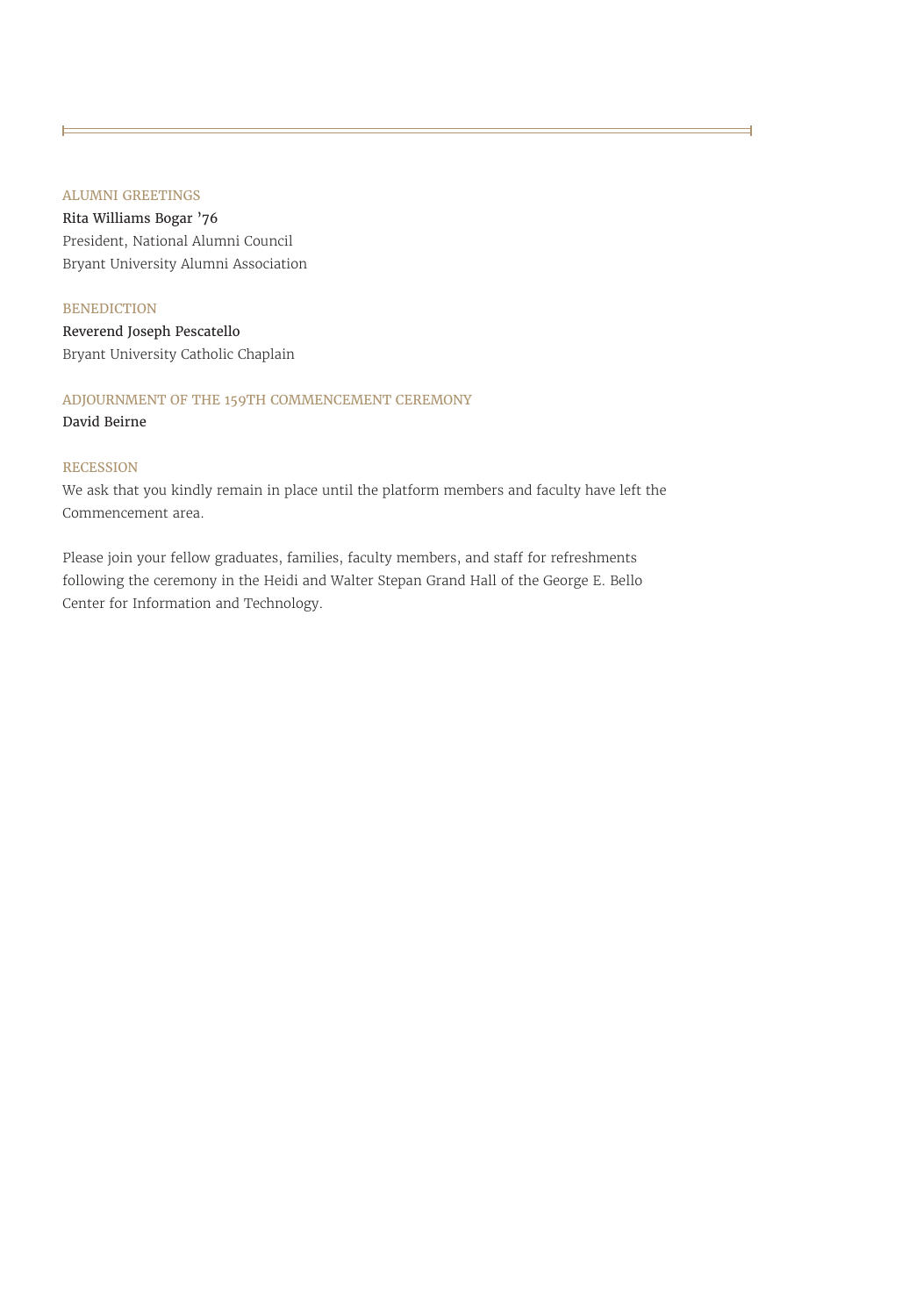### ALUMNI GREETINGS

Rita Williams Bogar ’76
President, National Alumni Council
Bryant University Alumni Association

### BENEDICTION

Reverend Joseph Pescatello
Bryant University Catholic Chaplain

### ADJOURNMENT OF THE 159TH COMMENCEMENT CEREMONY

David Beirne

### RECESSION

We ask that you kindly remain in place until the platform members and faculty have left the Commencement area.

Please join your fellow graduates, families, faculty members, and staff for refreshments following the ceremony in the Heidi and Walter Stepan Grand Hall of the George E. Bello Center for Information and Technology.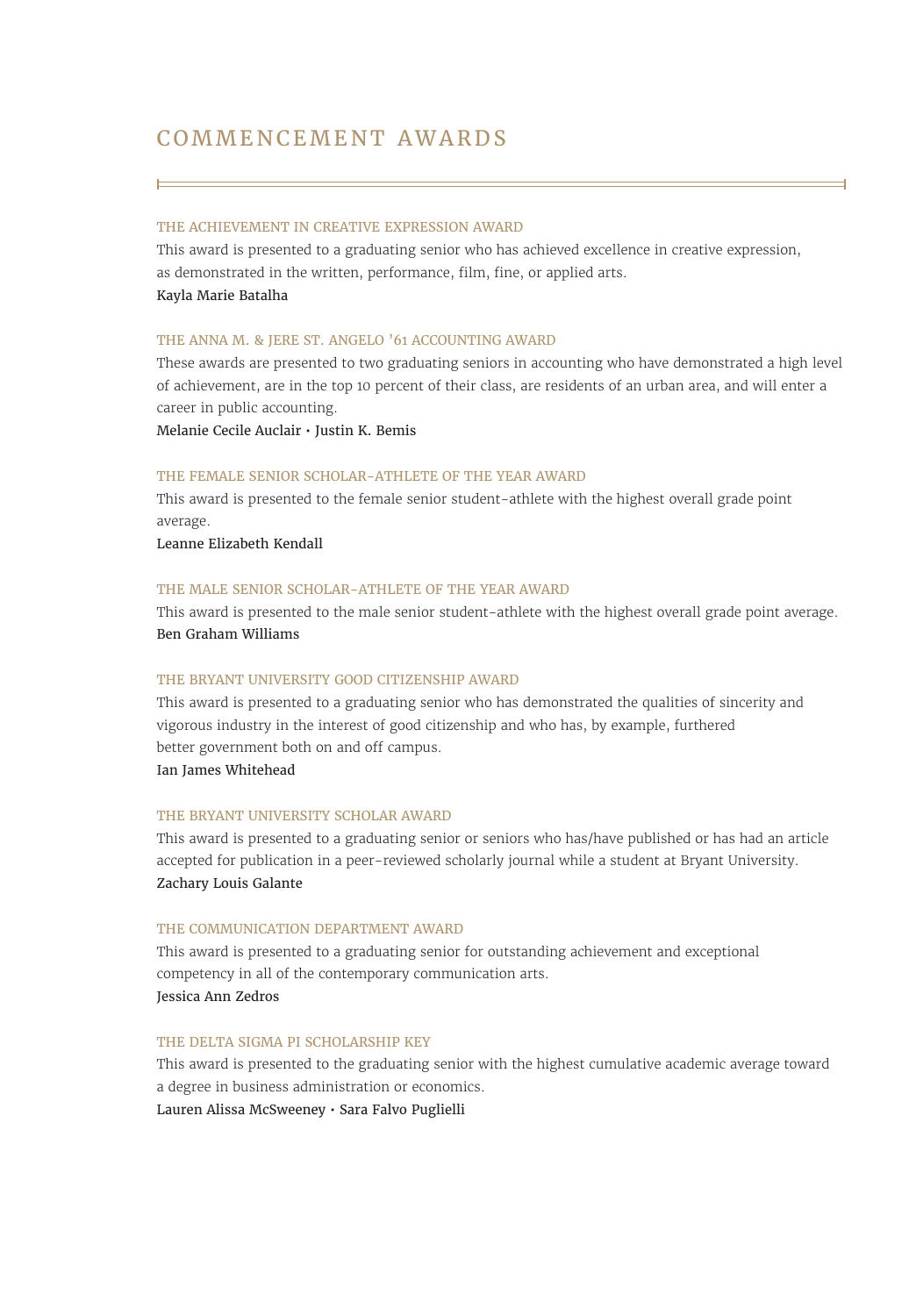# COMMENCEMENT AWARDS

### THE ACHIEVEMENT IN CREATIVE EXPRESSION AWARD

This award is presented to a graduating senior who has achieved excellence in creative expression, as demonstrated in the written, performance, film, fine, or applied arts.

Kayla Marie Batalha

### THE ANNA M. & JERE ST. ANGELO ’61 ACCOUNTING AWARD

These awards are presented to two graduating seniors in accounting who have demonstrated a high level of achievement, are in the top 10 percent of their class, are residents of an urban area, and will enter a career in public accounting.

Melanie Cecile Auclair • Justin K. Bemis

### THE FEMALE SENIOR SCHOLAR-ATHLETE OF THE YEAR AWARD

This award is presented to the female senior student-athlete with the highest overall grade point average.

Leanne Elizabeth Kendall

### THE MALE SENIOR SCHOLAR-ATHLETE OF THE YEAR AWARD

This award is presented to the male senior student-athlete with the highest overall grade point average.

Ben Graham Williams

### THE BRYANT UNIVERSITY GOOD CITIZENSHIP AWARD

This award is presented to a graduating senior who has demonstrated the qualities of sincerity and vigorous industry in the interest of good citizenship and who has, by example, furthered better government both on and off campus.

Ian James Whitehead

### THE BRYANT UNIVERSITY SCHOLAR AWARD

This award is presented to a graduating senior or seniors who has/have published or has had an article accepted for publication in a peer-reviewed scholarly journal while a student at Bryant University.

Zachary Louis Galante

### THE COMMUNICATION DEPARTMENT AWARD

This award is presented to a graduating senior for outstanding achievement and exceptional competency in all of the contemporary communication arts.

Jessica Ann Zedros

### THE DELTA SIGMA PI SCHOLARSHIP KEY

This award is presented to the graduating senior with the highest cumulative academic average toward a degree in business administration or economics.

Lauren Alissa McSweeney • Sara Falvo Puglielli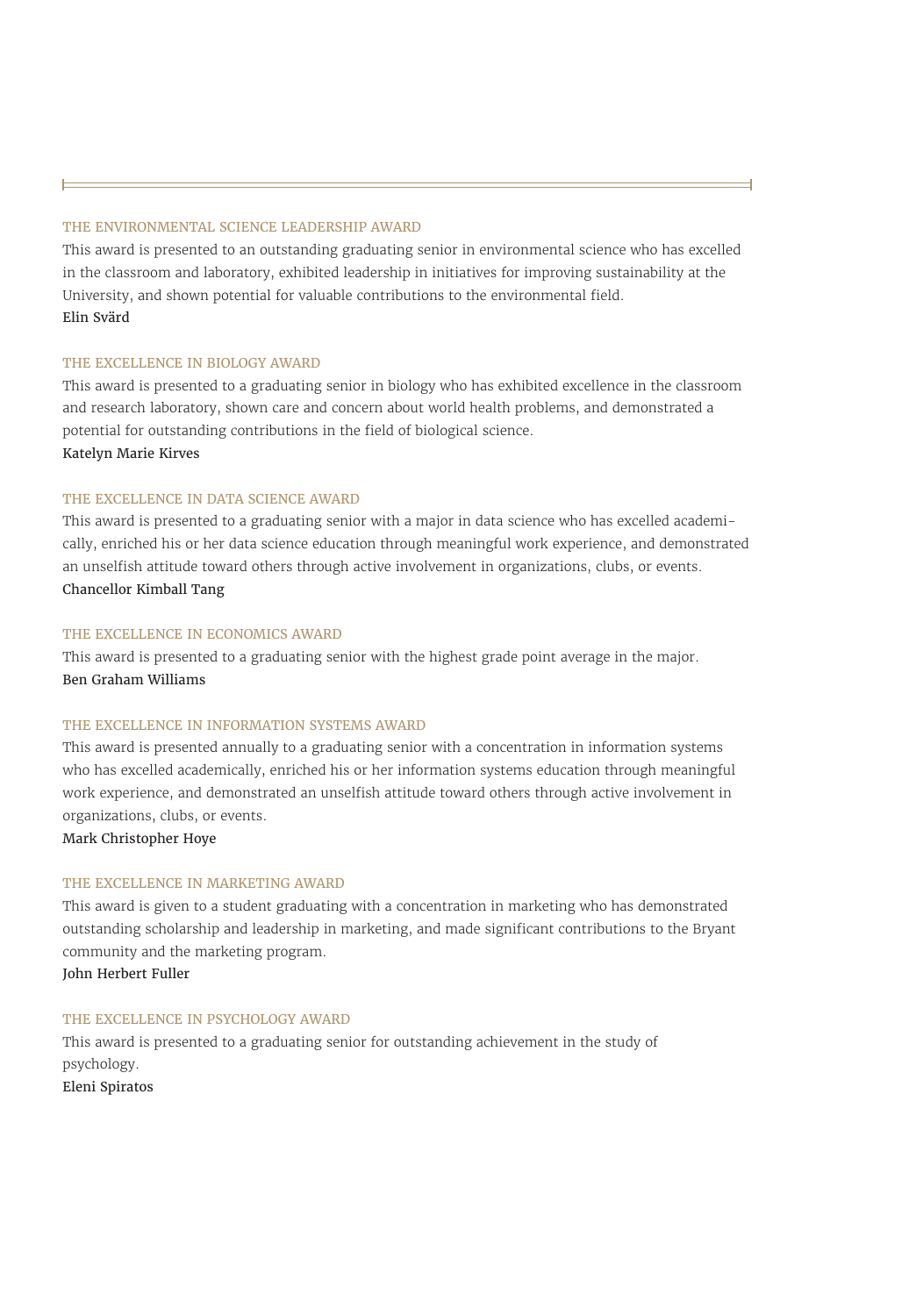### THE ENVIRONMENTAL SCIENCE LEADERSHIP AWARD

This award is presented to an outstanding graduating senior in environmental science who has excelled in the classroom and laboratory, exhibited leadership in initiatives for improving sustainability at the University, and shown potential for valuable contributions to the environmental field.

Elin Svärd

### THE EXCELLENCE IN BIOLOGY AWARD

This award is presented to a graduating senior in biology who has exhibited excellence in the classroom and research laboratory, shown care and concern about world health problems, and demonstrated a potential for outstanding contributions in the field of biological science.

Katelyn Marie Kirves

### THE EXCELLENCE IN DATA SCIENCE AWARD

This award is presented to a graduating senior with a major in data science who has excelled academically, enriched his or her data science education through meaningful work experience, and demonstrated an unselfish attitude toward others through active involvement in organizations, clubs, or events.

Chancellor Kimball Tang

### THE EXCELLENCE IN ECONOMICS AWARD

This award is presented to a graduating senior with the highest grade point average in the major.

Ben Graham Williams

### THE EXCELLENCE IN INFORMATION SYSTEMS AWARD

This award is presented annually to a graduating senior with a concentration in information systems who has excelled academically, enriched his or her information systems education through meaningful work experience, and demonstrated an unselfish attitude toward others through active involvement in organizations, clubs, or events.

Mark Christopher Hoye

### THE EXCELLENCE IN MARKETING AWARD

This award is given to a student graduating with a concentration in marketing who has demonstrated outstanding scholarship and leadership in marketing, and made significant contributions to the Bryant community and the marketing program.

John Herbert Fuller

### THE EXCELLENCE IN PSYCHOLOGY AWARD

This award is presented to a graduating senior for outstanding achievement in the study of psychology.

Eleni Spiratos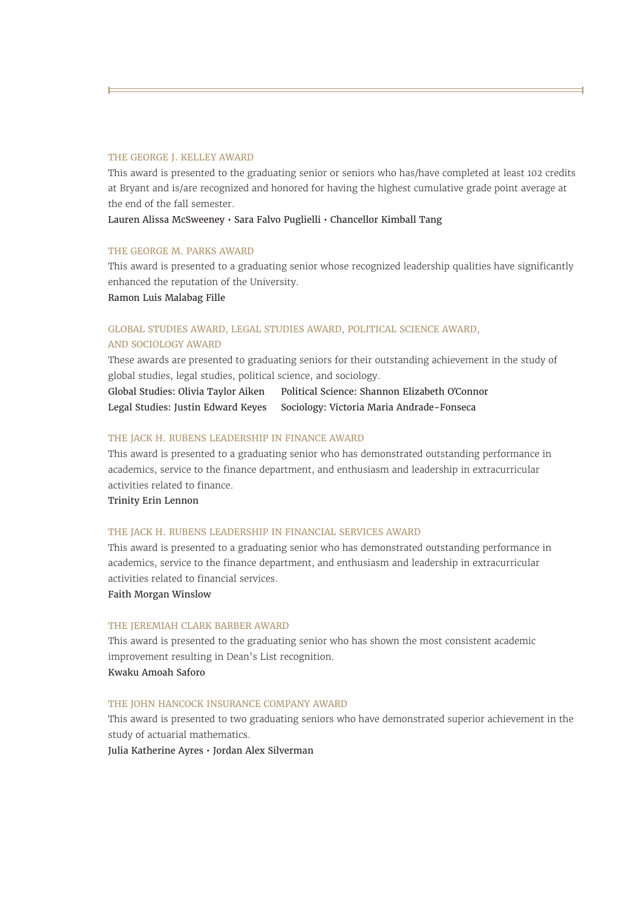### THE GEORGE J. KELLEY AWARD

This award is presented to the graduating senior or seniors who has/have completed at least 102 credits at Bryant and is/are recognized and honored for having the highest cumulative grade point average at the end of the fall semester.

Lauren Alissa McSweeney • Sara Falvo Puglielli • Chancellor Kimball Tang

### THE GEORGE M. PARKS AWARD

This award is presented to a graduating senior whose recognized leadership qualities have significantly enhanced the reputation of the University.

Ramon Luis Malabag Fille

### GLOBAL STUDIES AWARD, LEGAL STUDIES AWARD, POLITICAL SCIENCE AWARD, AND SOCIOLOGY AWARD

These awards are presented to graduating seniors for their outstanding achievement in the study of global studies, legal studies, political science, and sociology.

Global Studies: Olivia Taylor Aiken
Legal Studies: Justin Edward Keyes
Political Science: Shannon Elizabeth O'Connor
Sociology: Victoria Maria Andrade-Fonseca

### THE JACK H. RUBENS LEADERSHIP IN FINANCE AWARD

This award is presented to a graduating senior who has demonstrated outstanding performance in academics, service to the finance department, and enthusiasm and leadership in extracurricular activities related to finance.

Trinity Erin Lennon

### THE JACK H. RUBENS LEADERSHIP IN FINANCIAL SERVICES AWARD

This award is presented to a graduating senior who has demonstrated outstanding performance in academics, service to the finance department, and enthusiasm and leadership in extracurricular activities related to financial services.

Faith Morgan Winslow

### THE JEREMIAH CLARK BARBER AWARD

This award is presented to the graduating senior who has shown the most consistent academic improvement resulting in Dean's List recognition.

Kwaku Amoah Saforo

### THE JOHN HANCOCK INSURANCE COMPANY AWARD

This award is presented to two graduating seniors who have demonstrated superior achievement in the study of actuarial mathematics.

Julia Katherine Ayres • Jordan Alex Silverman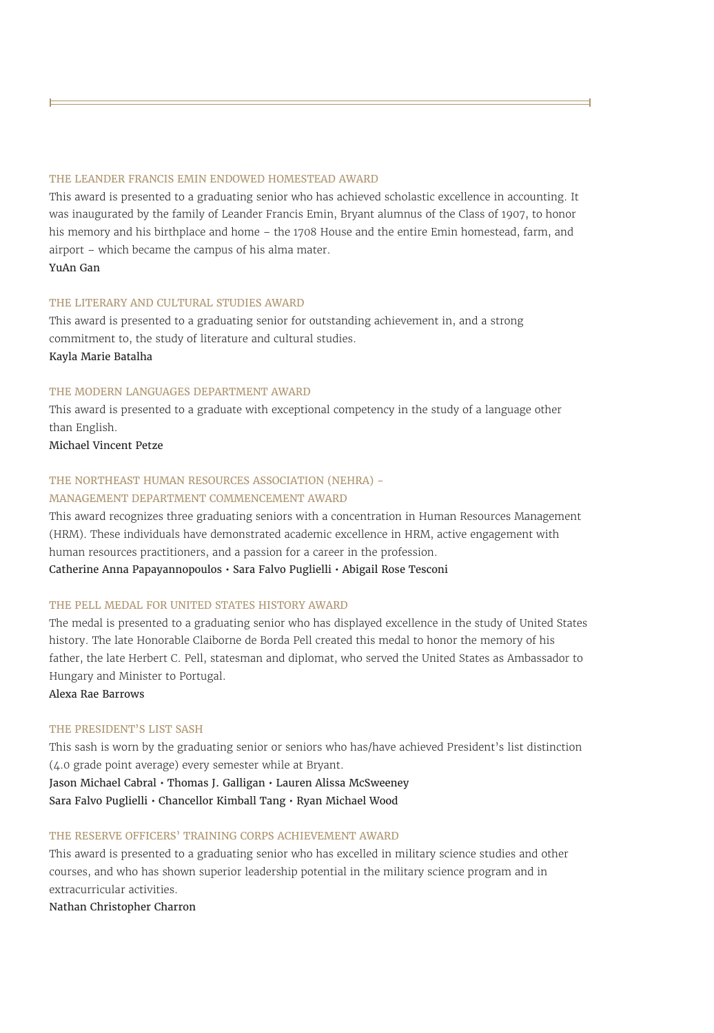### THE LEANDER FRANCIS EMIN ENDOWED HOMESTEAD AWARD

This award is presented to a graduating senior who has achieved scholastic excellence in accounting. It was inaugurated by the family of Leander Francis Emin, Bryant alumnus of the Class of 1907, to honor his memory and his birthplace and home – the 1708 House and the entire Emin homestead, farm, and airport – which became the campus of his alma mater.

YuAn Gan

### THE LITERARY AND CULTURAL STUDIES AWARD

This award is presented to a graduating senior for outstanding achievement in, and a strong commitment to, the study of literature and cultural studies.

Kayla Marie Batalha

### THE MODERN LANGUAGES DEPARTMENT AWARD

This award is presented to a graduate with exceptional competency in the study of a language other than English.

Michael Vincent Petze

### THE NORTHEAST HUMAN RESOURCES ASSOCIATION (NEHRA) – MANAGEMENT DEPARTMENT COMMENCEMENT AWARD

This award recognizes three graduating seniors with a concentration in Human Resources Management (HRM). These individuals have demonstrated academic excellence in HRM, active engagement with human resources practitioners, and a passion for a career in the profession.

Catherine Anna Papayannopoulos • Sara Falvo Puglielli • Abigail Rose Tesconi

### THE PELL MEDAL FOR UNITED STATES HISTORY AWARD

The medal is presented to a graduating senior who has displayed excellence in the study of United States history. The late Honorable Claiborne de Borda Pell created this medal to honor the memory of his father, the late Herbert C. Pell, statesman and diplomat, who served the United States as Ambassador to Hungary and Minister to Portugal.

Alexa Rae Barrows

### THE PRESIDENT'S LIST SASH

This sash is worn by the graduating senior or seniors who has/have achieved President's list distinction (4.0 grade point average) every semester while at Bryant.

Jason Michael Cabral • Thomas J. Galligan • Lauren Alissa McSweeney
Sara Falvo Puglielli • Chancellor Kimball Tang • Ryan Michael Wood

### THE RESERVE OFFICERS' TRAINING CORPS ACHIEVEMENT AWARD

This award is presented to a graduating senior who has excelled in military science studies and other courses, and who has shown superior leadership potential in the military science program and in extracurricular activities.

Nathan Christopher Charron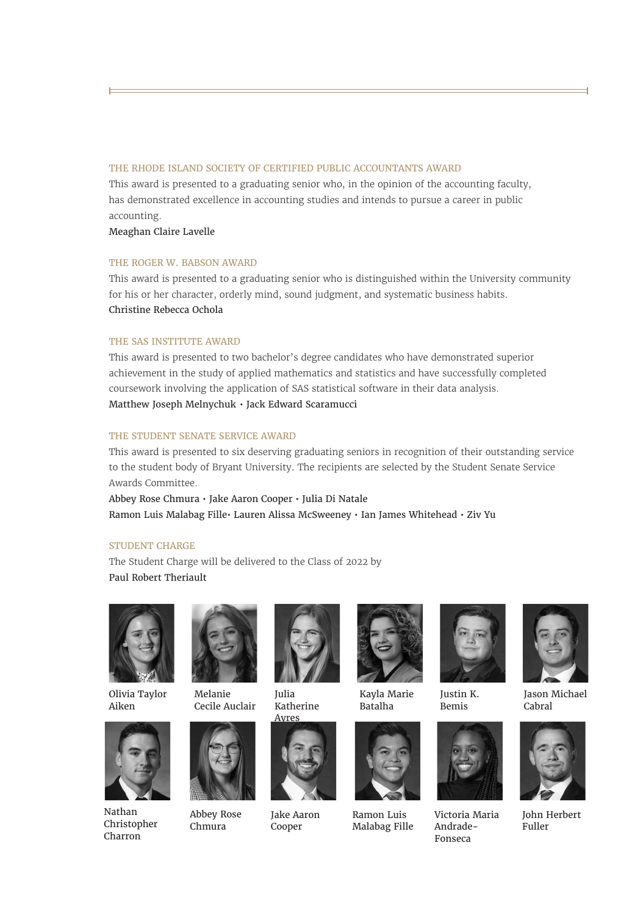### THE RHODE ISLAND SOCIETY OF CERTIFIED PUBLIC ACCOUNTANTS AWARD

This award is presented to a graduating senior who, in the opinion of the accounting faculty, has demonstrated excellence in accounting studies and intends to pursue a career in public accounting.

Meaghan Claire Lavelle

### THE ROGER W. BABSON AWARD

This award is presented to a graduating senior who is distinguished within the University community for his or her character, orderly mind, sound judgment, and systematic business habits.

Christine Rebecca Ochola

### THE SAS INSTITUTE AWARD

This award is presented to two bachelor's degree candidates who have demonstrated superior achievement in the study of applied mathematics and statistics and have successfully completed coursework involving the application of SAS statistical software in their data analysis.

Matthew Joseph Melnychuk • Jack Edward Scaramucci

### THE STUDENT SENATE SERVICE AWARD

This award is presented to six deserving graduating seniors in recognition of their outstanding service to the student body of Bryant University. The recipients are selected by the Student Senate Service Awards Committee.

Abbey Rose Chmura • Jake Aaron Cooper • Julia Di Natale
Ramon Luis Malabag Fille• Lauren Alissa McSweeney • Ian James Whitehead • Ziv Yu

### STUDENT CHARGE

The Student Charge will be delivered to the Class of 2022 by

Paul Robert Theriault

Olivia Taylor Aiken

Melanie Cecile Auclair

Julia Katherine Ayres

Kayla Marie Batalha

Justin K. Bemis

Jason Michael Cabral

Nathan Christopher Charron

Abbey Rose Chmura

Jake Aaron Cooper

Ramon Luis Malabag Fille

Victoria Maria Andrade-Fonseca

John Herbert Fuller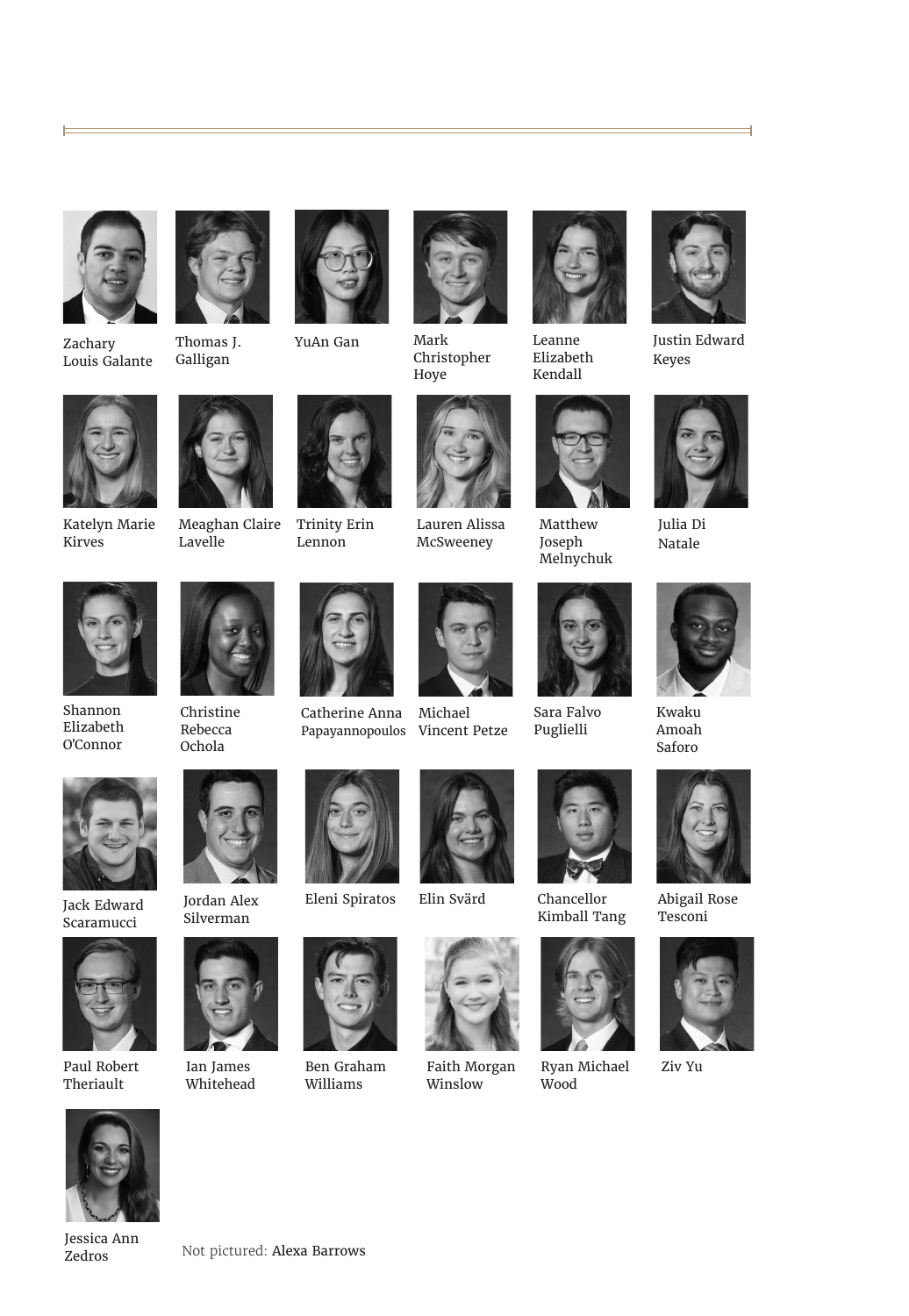Zachary Louis Galante

Thomas J. Galligan

YuAn Gan

Mark Christopher Hoye

Leanne Elizabeth Kendall

Justin Edward Keyes

Katelyn Marie Kirves

Meaghan Claire Lavelle

Trinity Erin Lennon

Lauren Alissa McSweeney

Matthew Joseph Melnychuk

Julia Di Natale

Shannon Elizabeth O'Connor

Christine Rebecca Ochola

Catherine Anna Papayannopoulos

Michael Vincent Petze

Sara Falvo Puglielli

Kwaku Amoah Saforo

Jack Edward Scaramucci

Jordan Alex Silverman

Eleni Spiratos

Elin Svärd

Chancellor Kimball Tang

Abigail Rose Tesconi

Paul Robert Theriault

Ian James Whitehead

Ben Graham Williams

Faith Morgan Winslow

Ryan Michael Wood

Ziv Yu

Jessica Ann Zedros

Not pictured: Alexa Barrows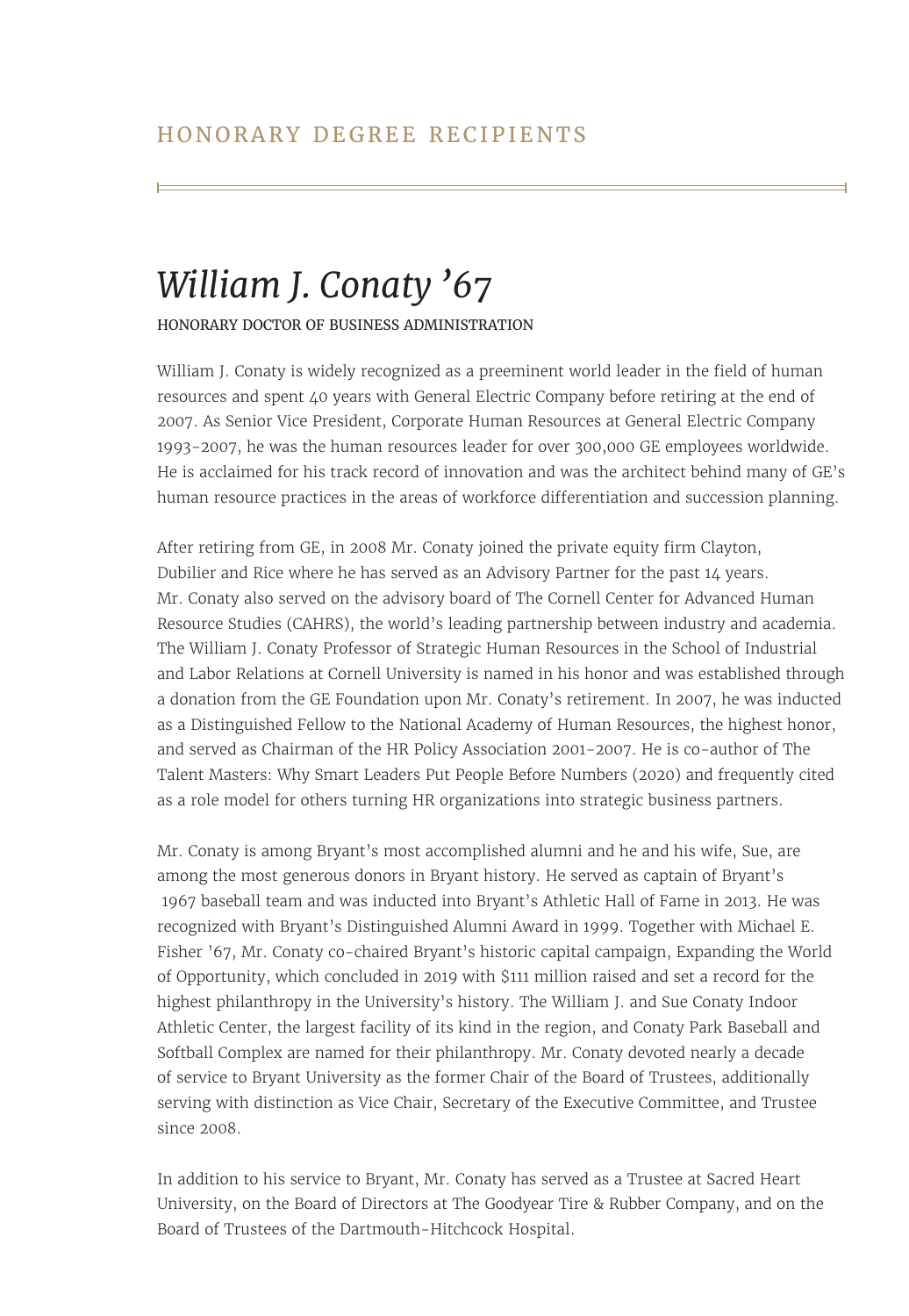## HONORARY DEGREE RECIPIENTS

# *William J. Conaty ’67*

HONORARY DOCTOR OF BUSINESS ADMINISTRATION

William J. Conaty is widely recognized as a preeminent world leader in the field of human resources and spent 40 years with General Electric Company before retiring at the end of 2007. As Senior Vice President, Corporate Human Resources at General Electric Company 1993-2007, he was the human resources leader for over 300,000 GE employees worldwide. He is acclaimed for his track record of innovation and was the architect behind many of GE’s human resource practices in the areas of workforce differentiation and succession planning.

After retiring from GE, in 2008 Mr. Conaty joined the private equity firm Clayton, Dubilier and Rice where he has served as an Advisory Partner for the past 14 years. Mr. Conaty also served on the advisory board of The Cornell Center for Advanced Human Resource Studies (CAHRS), the world’s leading partnership between industry and academia. The William J. Conaty Professor of Strategic Human Resources in the School of Industrial and Labor Relations at Cornell University is named in his honor and was established through a donation from the GE Foundation upon Mr. Conaty’s retirement. In 2007, he was inducted as a Distinguished Fellow to the National Academy of Human Resources, the highest honor, and served as Chairman of the HR Policy Association 2001-2007. He is co-author of The Talent Masters: Why Smart Leaders Put People Before Numbers (2020) and frequently cited as a role model for others turning HR organizations into strategic business partners.

Mr. Conaty is among Bryant’s most accomplished alumni and he and his wife, Sue, are among the most generous donors in Bryant history. He served as captain of Bryant’s 1967 baseball team and was inducted into Bryant’s Athletic Hall of Fame in 2013. He was recognized with Bryant’s Distinguished Alumni Award in 1999. Together with Michael E. Fisher ’67, Mr. Conaty co-chaired Bryant’s historic capital campaign, Expanding the World of Opportunity, which concluded in 2019 with $111 million raised and set a record for the highest philanthropy in the University’s history. The William J. and Sue Conaty Indoor Athletic Center, the largest facility of its kind in the region, and Conaty Park Baseball and Softball Complex are named for their philanthropy. Mr. Conaty devoted nearly a decade of service to Bryant University as the former Chair of the Board of Trustees, additionally serving with distinction as Vice Chair, Secretary of the Executive Committee, and Trustee since 2008.

In addition to his service to Bryant, Mr. Conaty has served as a Trustee at Sacred Heart University, on the Board of Directors at The Goodyear Tire & Rubber Company, and on the Board of Trustees of the Dartmouth-Hitchcock Hospital.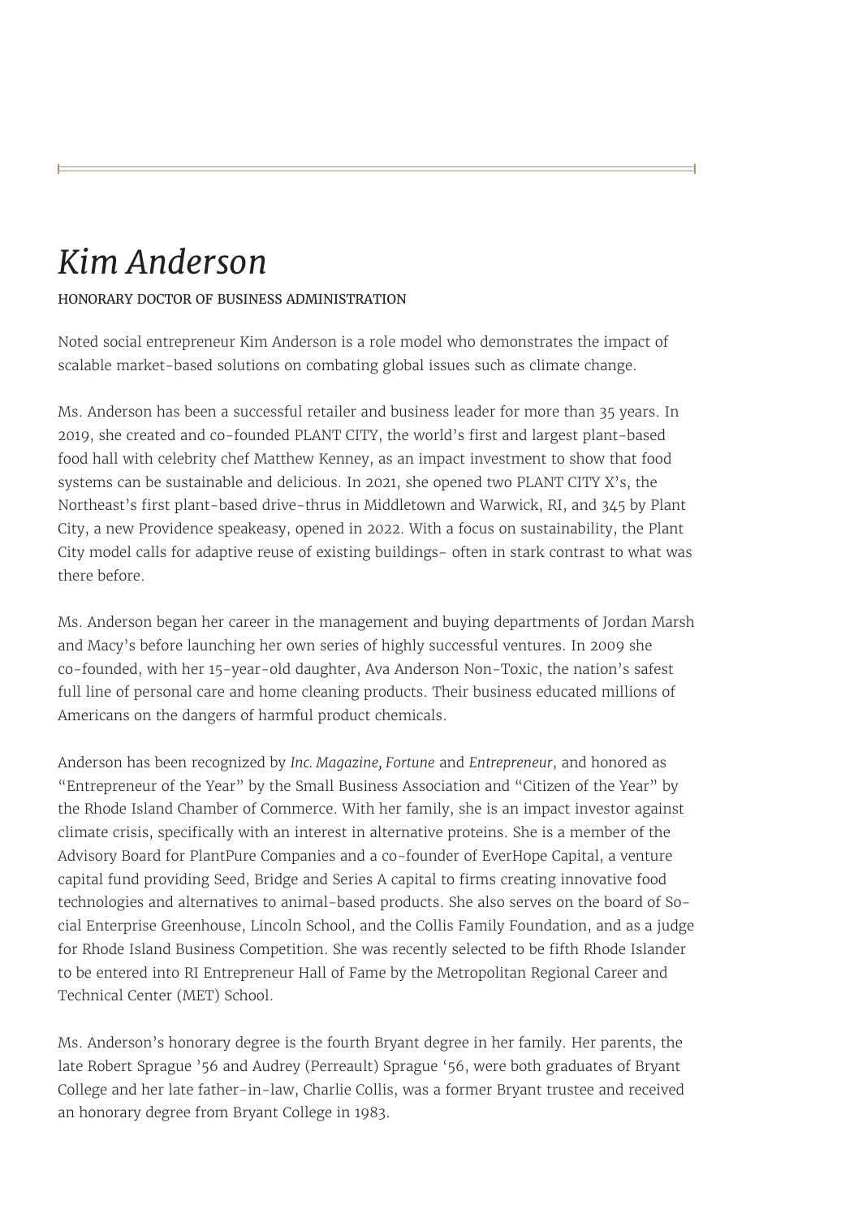# *Kim Anderson*

HONORARY DOCTOR OF BUSINESS ADMINISTRATION

Noted social entrepreneur Kim Anderson is a role model who demonstrates the impact of scalable market-based solutions on combating global issues such as climate change.

Ms. Anderson has been a successful retailer and business leader for more than 35 years. In 2019, she created and co-founded PLANT CITY, the world's first and largest plant-based food hall with celebrity chef Matthew Kenney, as an impact investment to show that food systems can be sustainable and delicious. In 2021, she opened two PLANT CITY X's, the Northeast's first plant-based drive-thrus in Middletown and Warwick, RI, and 345 by Plant City, a new Providence speakeasy, opened in 2022. With a focus on sustainability, the Plant City model calls for adaptive reuse of existing buildings- often in stark contrast to what was there before.

Ms. Anderson began her career in the management and buying departments of Jordan Marsh and Macy's before launching her own series of highly successful ventures. In 2009 she co-founded, with her 15-year-old daughter, Ava Anderson Non-Toxic, the nation's safest full line of personal care and home cleaning products. Their business educated millions of Americans on the dangers of harmful product chemicals.

Anderson has been recognized by *Inc. Magazine, Fortune* and *Entrepreneur*, and honored as "Entrepreneur of the Year" by the Small Business Association and "Citizen of the Year" by the Rhode Island Chamber of Commerce. With her family, she is an impact investor against climate crisis, specifically with an interest in alternative proteins. She is a member of the Advisory Board for PlantPure Companies and a co-founder of EverHope Capital, a venture capital fund providing Seed, Bridge and Series A capital to firms creating innovative food technologies and alternatives to animal-based products. She also serves on the board of Social Enterprise Greenhouse, Lincoln School, and the Collis Family Foundation, and as a judge for Rhode Island Business Competition. She was recently selected to be fifth Rhode Islander to be entered into RI Entrepreneur Hall of Fame by the Metropolitan Regional Career and Technical Center (MET) School.

Ms. Anderson's honorary degree is the fourth Bryant degree in her family. Her parents, the late Robert Sprague '56 and Audrey (Perreault) Sprague '56, were both graduates of Bryant College and her late father-in-law, Charlie Collis, was a former Bryant trustee and received an honorary degree from Bryant College in 1983.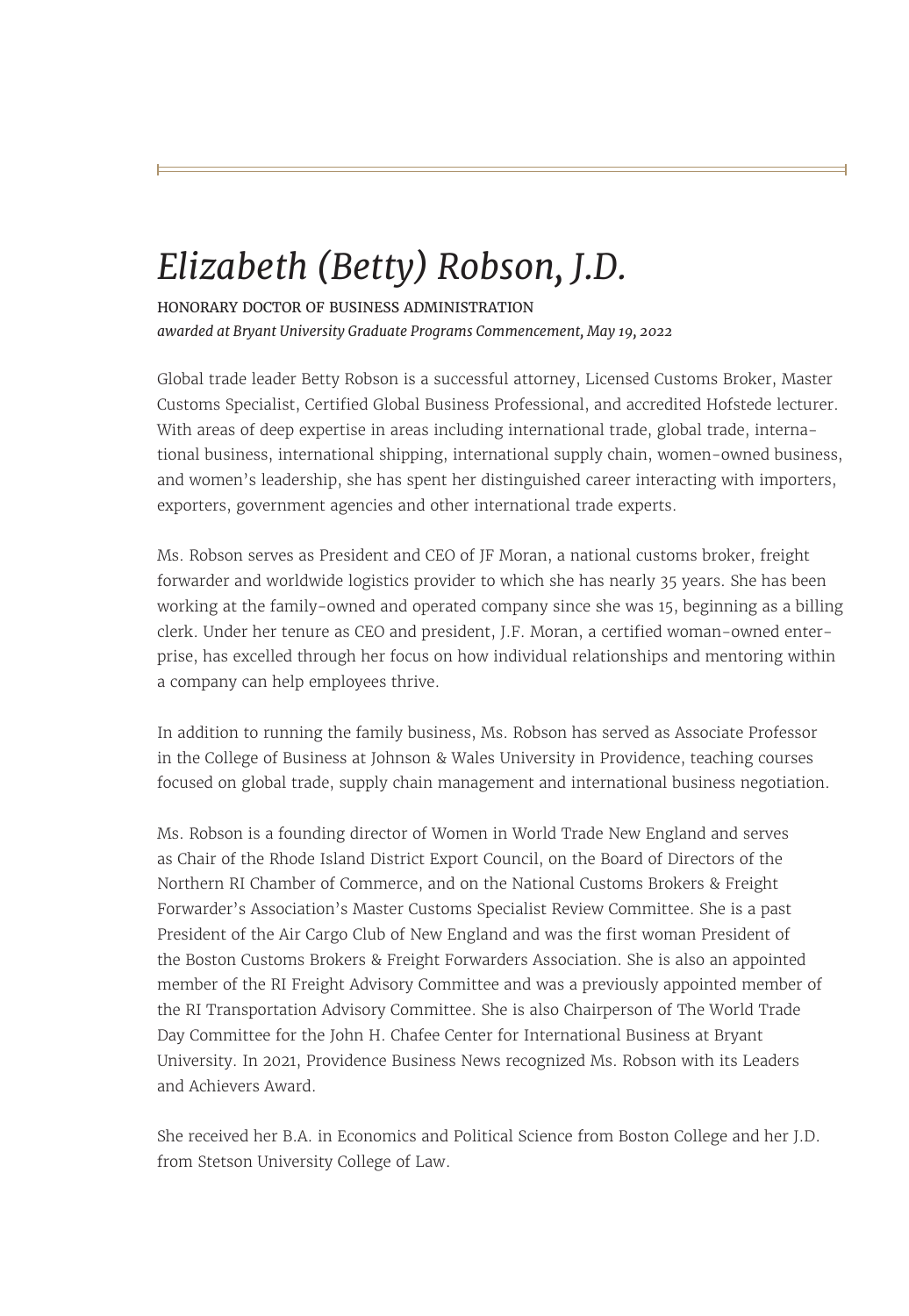# *Elizabeth (Betty) Robson, J.D.*

HONORARY DOCTOR OF BUSINESS ADMINISTRATION

*awarded at Bryant University Graduate Programs Commencement, May 19, 2022*

Global trade leader Betty Robson is a successful attorney, Licensed Customs Broker, Master Customs Specialist, Certified Global Business Professional, and accredited Hofstede lecturer. With areas of deep expertise in areas including international trade, global trade, international business, international shipping, international supply chain, women-owned business, and women's leadership, she has spent her distinguished career interacting with importers, exporters, government agencies and other international trade experts.

Ms. Robson serves as President and CEO of JF Moran, a national customs broker, freight forwarder and worldwide logistics provider to which she has nearly 35 years. She has been working at the family-owned and operated company since she was 15, beginning as a billing clerk. Under her tenure as CEO and president, J.F. Moran, a certified woman-owned enterprise, has excelled through her focus on how individual relationships and mentoring within a company can help employees thrive.

In addition to running the family business, Ms. Robson has served as Associate Professor in the College of Business at Johnson & Wales University in Providence, teaching courses focused on global trade, supply chain management and international business negotiation.

Ms. Robson is a founding director of Women in World Trade New England and serves as Chair of the Rhode Island District Export Council, on the Board of Directors of the Northern RI Chamber of Commerce, and on the National Customs Brokers & Freight Forwarder's Association's Master Customs Specialist Review Committee. She is a past President of the Air Cargo Club of New England and was the first woman President of the Boston Customs Brokers & Freight Forwarders Association. She is also an appointed member of the RI Freight Advisory Committee and was a previously appointed member of the RI Transportation Advisory Committee. She is also Chairperson of The World Trade Day Committee for the John H. Chafee Center for International Business at Bryant University. In 2021, Providence Business News recognized Ms. Robson with its Leaders and Achievers Award.

She received her B.A. in Economics and Political Science from Boston College and her J.D. from Stetson University College of Law.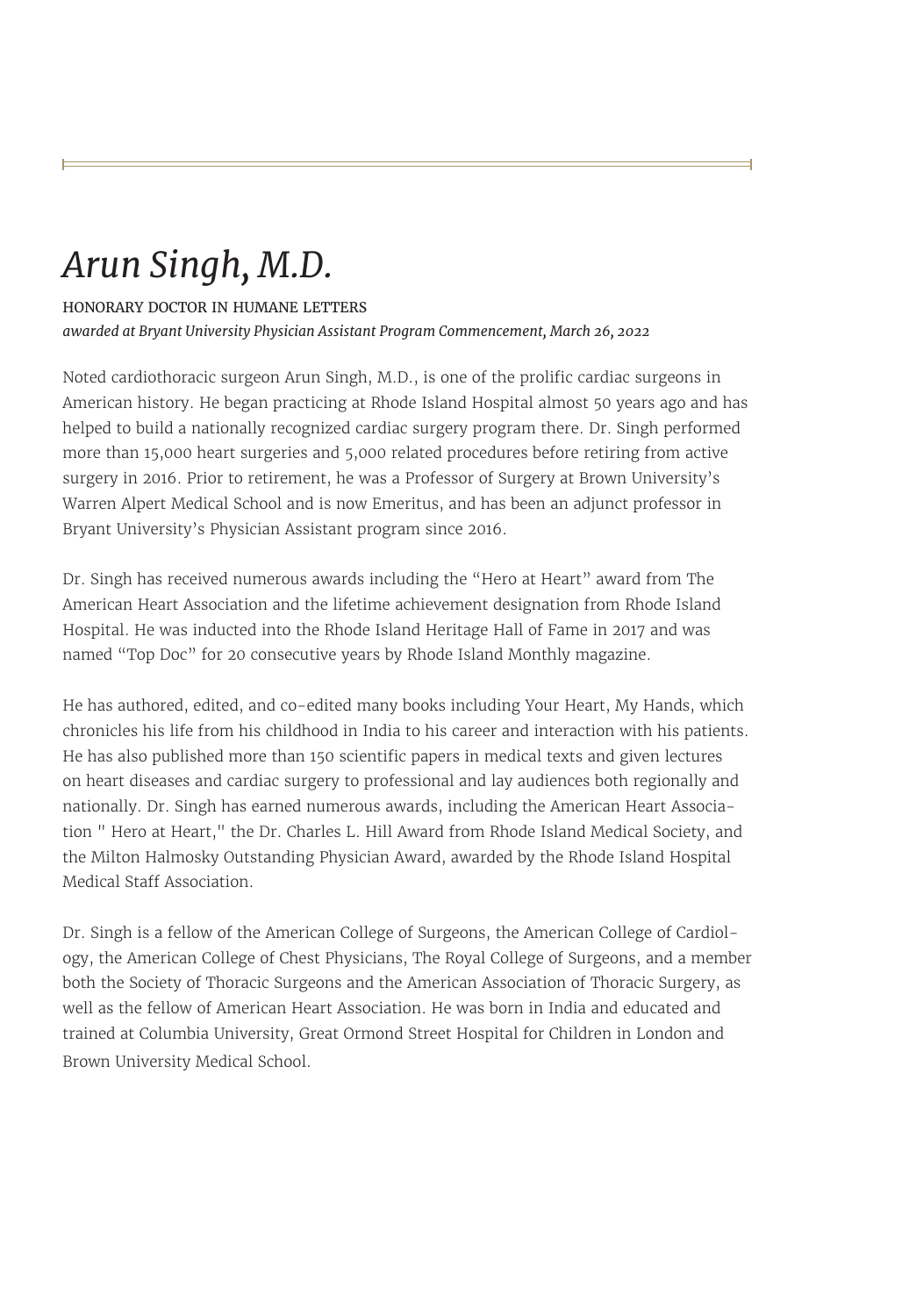# *Arun Singh, M.D.*

HONORARY DOCTOR IN HUMANE LETTERS

*awarded at Bryant University Physician Assistant Program Commencement, March 26, 2022*

Noted cardiothoracic surgeon Arun Singh, M.D., is one of the prolific cardiac surgeons in American history. He began practicing at Rhode Island Hospital almost 50 years ago and has helped to build a nationally recognized cardiac surgery program there. Dr. Singh performed more than 15,000 heart surgeries and 5,000 related procedures before retiring from active surgery in 2016. Prior to retirement, he was a Professor of Surgery at Brown University's Warren Alpert Medical School and is now Emeritus, and has been an adjunct professor in Bryant University's Physician Assistant program since 2016.

Dr. Singh has received numerous awards including the "Hero at Heart" award from The American Heart Association and the lifetime achievement designation from Rhode Island Hospital. He was inducted into the Rhode Island Heritage Hall of Fame in 2017 and was named "Top Doc" for 20 consecutive years by Rhode Island Monthly magazine.

He has authored, edited, and co-edited many books including Your Heart, My Hands, which chronicles his life from his childhood in India to his career and interaction with his patients. He has also published more than 150 scientific papers in medical texts and given lectures on heart diseases and cardiac surgery to professional and lay audiences both regionally and nationally. Dr. Singh has earned numerous awards, including the American Heart Association " Hero at Heart," the Dr. Charles L. Hill Award from Rhode Island Medical Society, and the Milton Halmosky Outstanding Physician Award, awarded by the Rhode Island Hospital Medical Staff Association.

Dr. Singh is a fellow of the American College of Surgeons, the American College of Cardiology, the American College of Chest Physicians, The Royal College of Surgeons, and a member both the Society of Thoracic Surgeons and the American Association of Thoracic Surgery, as well as the fellow of American Heart Association. He was born in India and educated and trained at Columbia University, Great Ormond Street Hospital for Children in London and Brown University Medical School.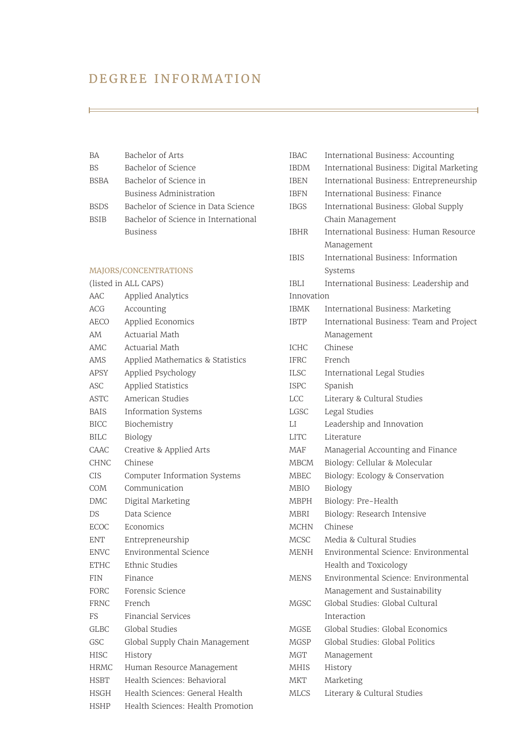# DEGREE INFORMATION

| | |
|---|---|
| BA | Bachelor of Arts |
| BS | Bachelor of Science |
| BSBA | Bachelor of Science in Business Administration |
| BSDS | Bachelor of Science in Data Science |
| BSIB | Bachelor of Science in International Business |

## MAJORS/CONCENTRATIONS

(listed in ALL CAPS)

| | |
|---|---|
| AAC | Applied Analytics |
| ACG | Accounting |
| AECO | Applied Economics |
| AM | Actuarial Math |
| AMC | Actuarial Math |
| AMS | Applied Mathematics & Statistics |
| APSY | Applied Psychology |
| ASC | Applied Statistics |
| ASTC | American Studies |
| BAIS | Information Systems |
| BICC | Biochemistry |
| BILC | Biology |
| CAAC | Creative & Applied Arts |
| CHNC | Chinese |
| CIS | Computer Information Systems |
| COM | Communication |
| DMC | Digital Marketing |
| DS | Data Science |
| ECOC | Economics |
| ENT | Entrepreneurship |
| ENVC | Environmental Science |
| ETHC | Ethnic Studies |
| FIN | Finance |
| FORC | Forensic Science |
| FRNC | French |
| FS | Financial Services |
| GLBC | Global Studies |
| GSC | Global Supply Chain Management |
| HISC | History |
| HRMC | Human Resource Management |
| HSBT | Health Sciences: Behavioral |
| HSGH | Health Sciences: General Health |
| HSHP | Health Sciences: Health Promotion |
| IBAC | International Business: Accounting |
| IBDM | International Business: Digital Marketing |
| IBEN | International Business: Entrepreneurship |
| IBFN | International Business: Finance |
| IBGS | International Business: Global Supply Chain Management |
| IBHR | International Business: Human Resource Management |
| IBIS | International Business: Information Systems |
| IBLI | International Business: Leadership and Innovation |
| IBMK | International Business: Marketing |
| IBTP | International Business: Team and Project Management |
| ICHC | Chinese |
| IFRC | French |
| ILSC | International Legal Studies |
| ISPC | Spanish |
| LCC | Literary & Cultural Studies |
| LGSC | Legal Studies |
| LI | Leadership and Innovation |
| LITC | Literature |
| MAF | Managerial Accounting and Finance |
| MBCM | Biology: Cellular & Molecular |
| MBEC | Biology: Ecology & Conservation |
| MBIO | Biology |
| MBPH | Biology: Pre-Health |
| MBRI | Biology: Research Intensive |
| MCHN | Chinese |
| MCSC | Media & Cultural Studies |
| MENH | Environmental Science: Environmental Health and Toxicology |
| MENS | Environmental Science: Environmental Management and Sustainability |
| MGSC | Global Studies: Global Cultural Interaction |
| MGSE | Global Studies: Global Economics |
| MGSP | Global Studies: Global Politics |
| MGT | Management |
| MHIS | History |
| MKT | Marketing |
| MLCS | Literary & Cultural Studies |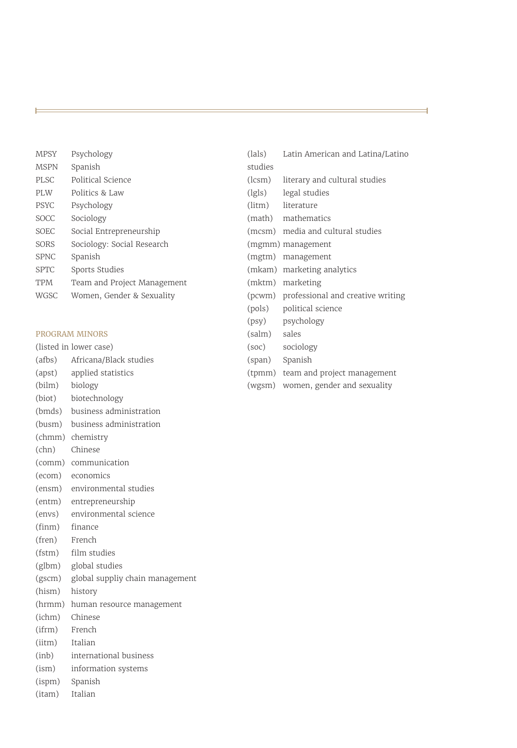MPSY Psychology
MSPN Spanish
PLSC Political Science
PLW Politics & Law
PSYC Psychology
SOCC Sociology
SOEC Social Entrepreneurship
SORS Sociology: Social Research
SPNC Spanish
SPTC Sports Studies
TPM Team and Project Management
WGSC Women, Gender & Sexuality

**PROGRAM MINORS**

(listed in lower case)

(afbs) Africana/Black studies
(apst) applied statistics
(bilm) biology
(biot) biotechnology
(bmds) business administration
(busm) business administration
(chmm) chemistry
(chn) Chinese
(comm) communication
(ecom) economics
(ensm) environmental studies
(entm) entrepreneurship
(envs) environmental science
(finm) finance
(fren) French
(fstm) film studies
(glbm) global studies
(gscm) global suppliy chain management
(hism) history
(hrmm) human resource management
(ichm) Chinese
(ifrm) French
(iitm) Italian
(inb) international business
(ism) information systems
(ispm) Spanish
(itam) Italian
(lals) Latin American and Latina/Latino studies
(lcsm) literary and cultural studies
(lgls) legal studies
(litm) literature
(math) mathematics
(mcsm) media and cultural studies
(mgmm) management
(mgtm) management
(mkam) marketing analytics
(mktm) marketing
(pcwm) professional and creative writing
(pols) political science
(psy) psychology
(salm) sales
(soc) sociology
(span) Spanish
(tpmm) team and project management
(wgsm) women, gender and sexuality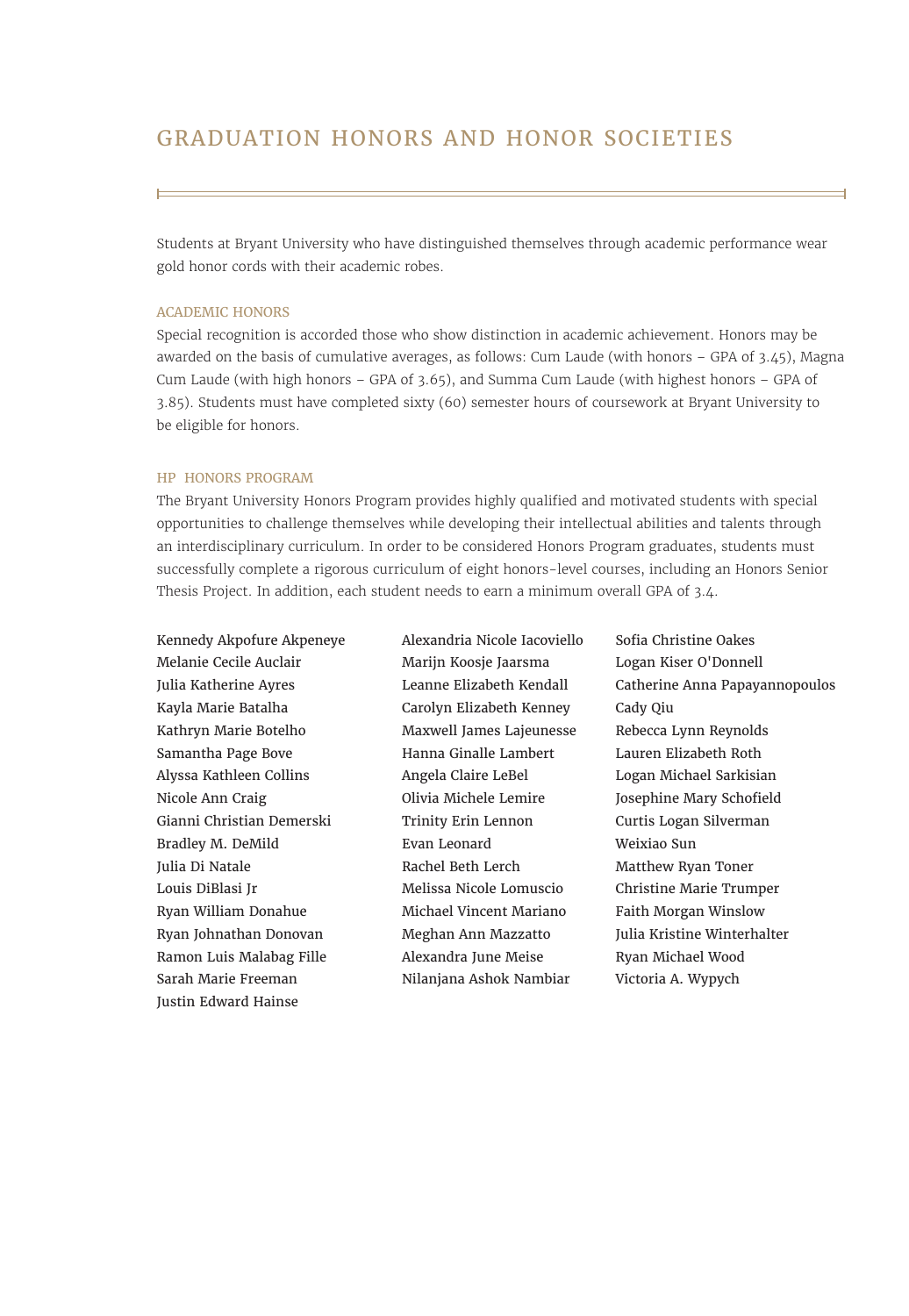# GRADUATION HONORS AND HONOR SOCIETIES

Students at Bryant University who have distinguished themselves through academic performance wear gold honor cords with their academic robes.

## ACADEMIC HONORS

Special recognition is accorded those who show distinction in academic achievement. Honors may be awarded on the basis of cumulative averages, as follows: Cum Laude (with honors – GPA of 3.45), Magna Cum Laude (with high honors – GPA of 3.65), and Summa Cum Laude (with highest honors – GPA of 3.85). Students must have completed sixty (60) semester hours of coursework at Bryant University to be eligible for honors.

## HP HONORS PROGRAM

The Bryant University Honors Program provides highly qualified and motivated students with special opportunities to challenge themselves while developing their intellectual abilities and talents through an interdisciplinary curriculum. In order to be considered Honors Program graduates, students must successfully complete a rigorous curriculum of eight honors-level courses, including an Honors Senior Thesis Project. In addition, each student needs to earn a minimum overall GPA of 3.4.

Kennedy Akpofure Akpeneye
Melanie Cecile Auclair
Julia Katherine Ayres
Kayla Marie Batalha
Kathryn Marie Botelho
Samantha Page Bove
Alyssa Kathleen Collins
Nicole Ann Craig
Gianni Christian Demerski
Bradley M. DeMild
Julia Di Natale
Louis DiBlasi Jr
Ryan William Donahue
Ryan Johnathan Donovan
Ramon Luis Malabag Fille
Sarah Marie Freeman
Justin Edward Hainse
Alexandria Nicole Iacoviello
Marijn Koosje Jaarsma
Leanne Elizabeth Kendall
Carolyn Elizabeth Kenney
Maxwell James Lajeunesse
Hanna Ginalle Lambert
Angela Claire LeBel
Olivia Michele Lemire
Trinity Erin Lennon
Evan Leonard
Rachel Beth Lerch
Melissa Nicole Lomuscio
Michael Vincent Mariano
Meghan Ann Mazzatto
Alexandra June Meise
Nilanjana Ashok Nambiar
Sofia Christine Oakes
Logan Kiser O'Donnell
Catherine Anna Papayannopoulos
Cady Qiu
Rebecca Lynn Reynolds
Lauren Elizabeth Roth
Logan Michael Sarkisian
Josephine Mary Schofield
Curtis Logan Silverman
Weixiao Sun
Matthew Ryan Toner
Christine Marie Trumper
Faith Morgan Winslow
Julia Kristine Winterhalter
Ryan Michael Wood
Victoria A. Wypych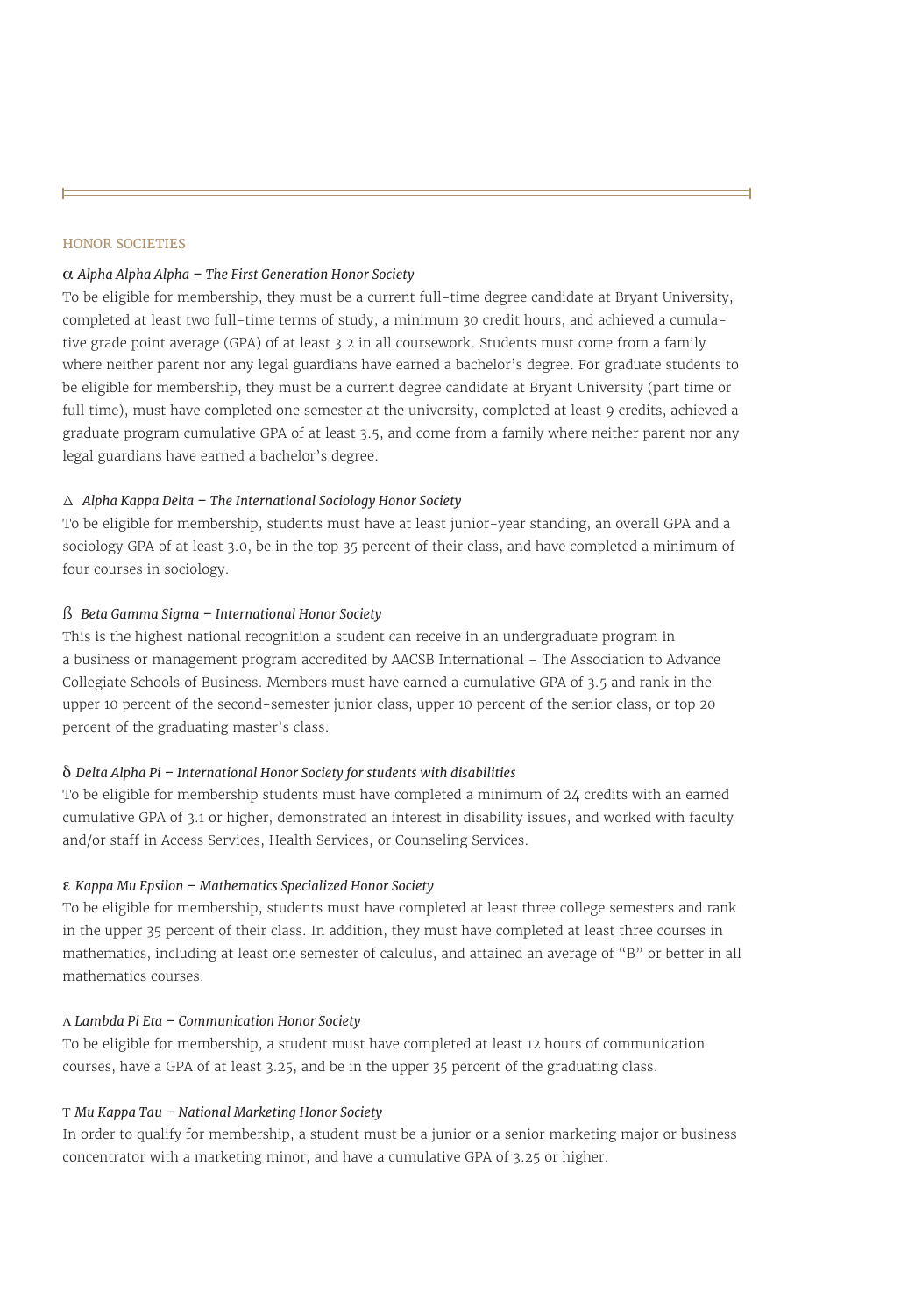## HONOR SOCIETIES

α *Alpha Alpha Alpha – The First Generation Honor Society*

To be eligible for membership, they must be a current full-time degree candidate at Bryant University, completed at least two full-time terms of study, a minimum 30 credit hours, and achieved a cumulative grade point average (GPA) of at least 3.2 in all coursework. Students must come from a family where neither parent nor any legal guardians have earned a bachelor's degree. For graduate students to be eligible for membership, they must be a current degree candidate at Bryant University (part time or full time), must have completed one semester at the university, completed at least 9 credits, achieved a graduate program cumulative GPA of at least 3.5, and come from a family where neither parent nor any legal guardians have earned a bachelor's degree.

Δ *Alpha Kappa Delta – The International Sociology Honor Society*

To be eligible for membership, students must have at least junior-year standing, an overall GPA and a sociology GPA of at least 3.0, be in the top 35 percent of their class, and have completed a minimum of four courses in sociology.

ß *Beta Gamma Sigma – International Honor Society*

This is the highest national recognition a student can receive in an undergraduate program in a business or management program accredited by AACSB International – The Association to Advance Collegiate Schools of Business. Members must have earned a cumulative GPA of 3.5 and rank in the upper 10 percent of the second-semester junior class, upper 10 percent of the senior class, or top 20 percent of the graduating master's class.

δ *Delta Alpha Pi – International Honor Society for students with disabilities*

To be eligible for membership students must have completed a minimum of 24 credits with an earned cumulative GPA of 3.1 or higher, demonstrated an interest in disability issues, and worked with faculty and/or staff in Access Services, Health Services, or Counseling Services.

ε *Kappa Mu Epsilon – Mathematics Specialized Honor Society*

To be eligible for membership, students must have completed at least three college semesters and rank in the upper 35 percent of their class. In addition, they must have completed at least three courses in mathematics, including at least one semester of calculus, and attained an average of "B" or better in all mathematics courses.

Λ *Lambda Pi Eta – Communication Honor Society*

To be eligible for membership, a student must have completed at least 12 hours of communication courses, have a GPA of at least 3.25, and be in the upper 35 percent of the graduating class.

Τ *Mu Kappa Tau – National Marketing Honor Society*

In order to qualify for membership, a student must be a junior or a senior marketing major or business concentrator with a marketing minor, and have a cumulative GPA of 3.25 or higher.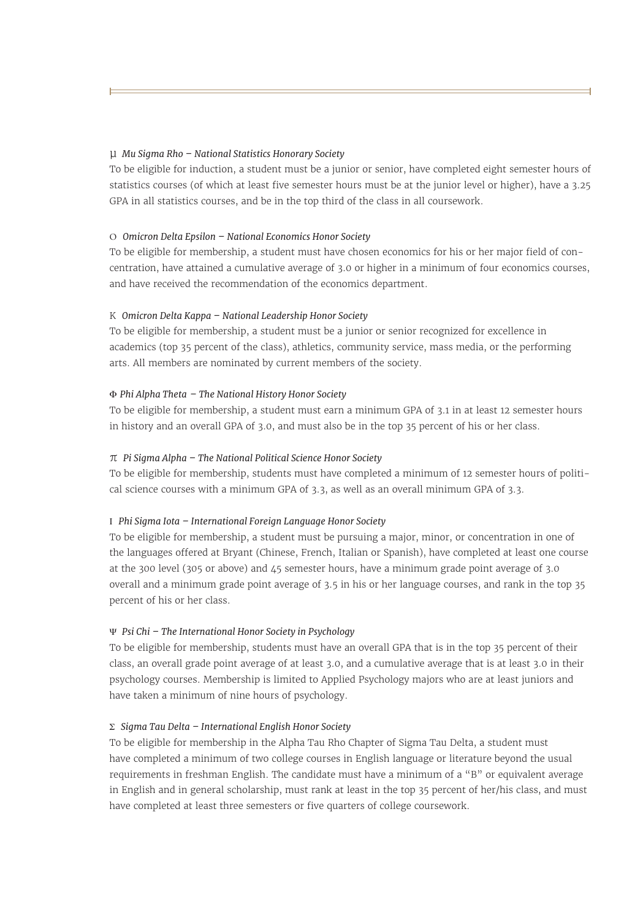μ *Mu Sigma Rho – National Statistics Honorary Society*

To be eligible for induction, a student must be a junior or senior, have completed eight semester hours of statistics courses (of which at least five semester hours must be at the junior level or higher), have a 3.25 GPA in all statistics courses, and be in the top third of the class in all coursework.

Ο *Omicron Delta Epsilon – National Economics Honor Society*

To be eligible for membership, a student must have chosen economics for his or her major field of concentration, have attained a cumulative average of 3.0 or higher in a minimum of four economics courses, and have received the recommendation of the economics department.

Κ *Omicron Delta Kappa – National Leadership Honor Society*

To be eligible for membership, a student must be a junior or senior recognized for excellence in academics (top 35 percent of the class), athletics, community service, mass media, or the performing arts. All members are nominated by current members of the society.

Φ *Phi Alpha Theta – The National History Honor Society*

To be eligible for membership, a student must earn a minimum GPA of 3.1 in at least 12 semester hours in history and an overall GPA of 3.0, and must also be in the top 35 percent of his or her class.

π *Pi Sigma Alpha – The National Political Science Honor Society*

To be eligible for membership, students must have completed a minimum of 12 semester hours of political science courses with a minimum GPA of 3.3, as well as an overall minimum GPA of 3.3.

Ι *Phi Sigma Iota – International Foreign Language Honor Society*

To be eligible for membership, a student must be pursuing a major, minor, or concentration in one of the languages offered at Bryant (Chinese, French, Italian or Spanish), have completed at least one course at the 300 level (305 or above) and 45 semester hours, have a minimum grade point average of 3.0 overall and a minimum grade point average of 3.5 in his or her language courses, and rank in the top 35 percent of his or her class.

Ψ *Psi Chi – The International Honor Society in Psychology*

To be eligible for membership, students must have an overall GPA that is in the top 35 percent of their class, an overall grade point average of at least 3.0, and a cumulative average that is at least 3.0 in their psychology courses. Membership is limited to Applied Psychology majors who are at least juniors and have taken a minimum of nine hours of psychology.

Σ *Sigma Tau Delta – International English Honor Society*

To be eligible for membership in the Alpha Tau Rho Chapter of Sigma Tau Delta, a student must have completed a minimum of two college courses in English language or literature beyond the usual requirements in freshman English. The candidate must have a minimum of a "B" or equivalent average in English and in general scholarship, must rank at least in the top 35 percent of her/his class, and must have completed at least three semesters or five quarters of college coursework.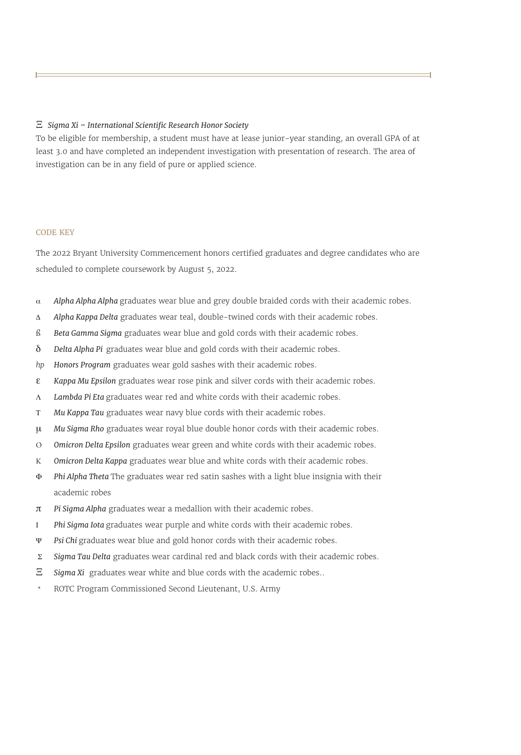Ξ *Sigma Xi – International Scientific Research Honor Society*

To be eligible for membership, a student must have at lease junior-year standing, an overall GPA of at least 3.0 and have completed an independent investigation with presentation of research. The area of investigation can be in any field of pure or applied science.

CODE KEY

The 2022 Bryant University Commencement honors certified graduates and degree candidates who are scheduled to complete coursework by August 5, 2022.

- α *Alpha Alpha Alpha* graduates wear blue and grey double braided cords with their academic robes.
- Δ *Alpha Kappa Delta* graduates wear teal, double-twined cords with their academic robes.
- ß *Beta Gamma Sigma* graduates wear blue and gold cords with their academic robes.
- δ *Delta Alpha Pi* graduates wear blue and gold cords with their academic robes.
- *hp* *Honors Program* graduates wear gold sashes with their academic robes.
- ε *Kappa Mu Epsilon* graduates wear rose pink and silver cords with their academic robes.
- Λ *Lambda Pi Eta* graduates wear red and white cords with their academic robes.
- Τ *Mu Kappa Tau* graduates wear navy blue cords with their academic robes.
- μ *Mu Sigma Rho* graduates wear royal blue double honor cords with their academic robes.
- Ο *Omicron Delta Epsilon* graduates wear green and white cords with their academic robes.
- Κ *Omicron Delta Kappa* graduates wear blue and white cords with their academic robes.
- Φ *Phi Alpha Theta* The graduates wear red satin sashes with a light blue insignia with their academic robes
- π *Pi Sigma Alpha* graduates wear a medallion with their academic robes.
- Ι *Phi Sigma Iota* graduates wear purple and white cords with their academic robes.
- Ψ *Psi Chi* graduates wear blue and gold honor cords with their academic robes.
- Σ *Sigma Tau Delta* graduates wear cardinal red and black cords with their academic robes.
- Ξ *Sigma Xi* graduates wear white and blue cords with the academic robes..
- * ROTC Program Commissioned Second Lieutenant, U.S. Army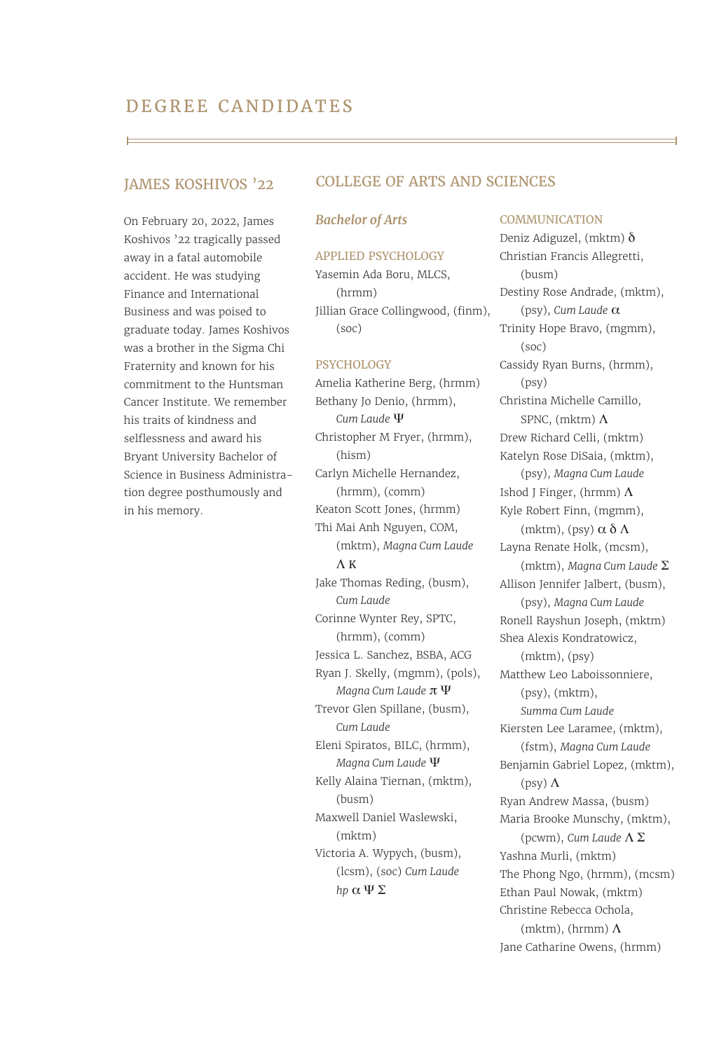# DEGREE CANDIDATES

## JAMES KOSHIVOS '22

On February 20, 2022, James Koshivos '22 tragically passed away in a fatal automobile accident. He was studying Finance and International Business and was poised to graduate today. James Koshivos was a brother in the Sigma Chi Fraternity and known for his commitment to the Huntsman Cancer Institute. We remember his traits of kindness and selflessness and award his Bryant University Bachelor of Science in Business Administration degree posthumously and in his memory.

## COLLEGE OF ARTS AND SCIENCES

### *Bachelor of Arts*

#### APPLIED PSYCHOLOGY

Yasemin Ada Boru, MLCS, (hrmm)
Jillian Grace Collingwood, (finm), (soc)

#### PSYCHOLOGY

Amelia Katherine Berg, (hrmm)
Bethany Jo Denio, (hrmm), *Cum Laude* Ψ
Christopher M Fryer, (hrmm), (hism)
Carlyn Michelle Hernandez, (hrmm), (comm)
Keaton Scott Jones, (hrmm)
Thi Mai Anh Nguyen, COM, (mktm), *Magna Cum Laude* Λ Κ
Jake Thomas Reding, (busm), *Cum Laude*
Corinne Wynter Rey, SPTC, (hrmm), (comm)
Jessica L. Sanchez, BSBA, ACG
Ryan J. Skelly, (mgmm), (pols), *Magna Cum Laude* π Ψ
Trevor Glen Spillane, (busm), *Cum Laude*
Eleni Spiratos, BILC, (hrmm), *Magna Cum Laude* Ψ
Kelly Alaina Tiernan, (mktm), (busm)
Maxwell Daniel Waslewski, (mktm)
Victoria A. Wypych, (busm), (lcsm), (soc) *Cum Laude hp* α Ψ Σ

#### COMMUNICATION

Deniz Adiguzel, (mktm) δ
Christian Francis Allegretti, (busm)
Destiny Rose Andrade, (mktm), (psy), *Cum Laude* α
Trinity Hope Bravo, (mgmm), (soc)
Cassidy Ryan Burns, (hrmm), (psy)
Christina Michelle Camillo, SPNC, (mktm) Λ
Drew Richard Celli, (mktm)
Katelyn Rose DiSaia, (mktm), (psy), *Magna Cum Laude*
Ishod J Finger, (hrmm) Λ
Kyle Robert Finn, (mgmm), (mktm), (psy) α δ Λ
Layna Renate Holk, (mcsm), (mktm), *Magna Cum Laude* Σ
Allison Jennifer Jalbert, (busm), (psy), *Magna Cum Laude*
Ronell Rayshun Joseph, (mktm)
Shea Alexis Kondratowicz, (mktm), (psy)
Matthew Leo Laboissonniere, (psy), (mktm), *Summa Cum Laude*
Kiersten Lee Laramee, (mktm), (fstm), *Magna Cum Laude*
Benjamin Gabriel Lopez, (mktm), (psy) Λ
Ryan Andrew Massa, (busm)
Maria Brooke Munschy, (mktm), (pcwm), *Cum Laude* Λ Σ
Yashna Murli, (mktm)
The Phong Ngo, (hrmm), (mcsm)
Ethan Paul Nowak, (mktm)
Christine Rebecca Ochola, (mktm), (hrmm) Λ
Jane Catharine Owens, (hrmm)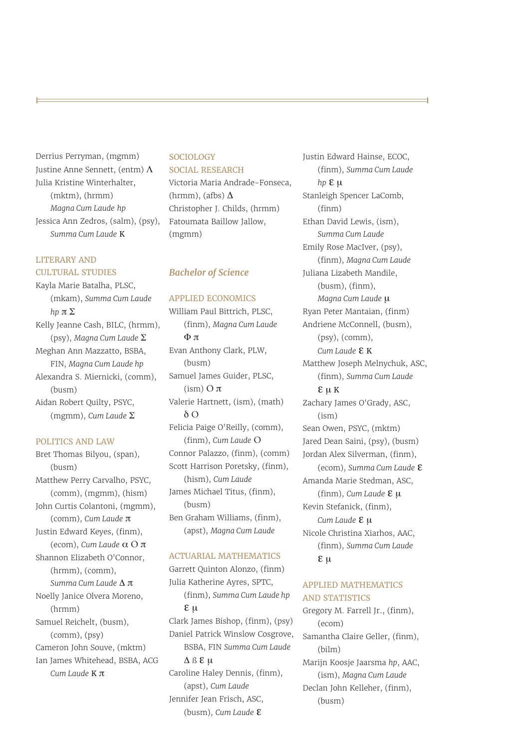Derrius Perryman, (mgmm)
Justine Anne Sennett, (entm) Λ
Julia Kristine Winterhalter, (mktm), (hrmm) *Magna Cum Laude hp*
Jessica Ann Zedros, (salm), (psy), *Summa Cum Laude* K

### LITERARY AND CULTURAL STUDIES

Kayla Marie Batalha, PLSC, (mkam), *Summa Cum Laude hp* π Σ
Kelly Jeanne Cash, BILC, (hrmm), (psy), *Magna Cum Laude* Σ
Meghan Ann Mazzatto, BSBA, FIN, *Magna Cum Laude hp*
Alexandra S. Miernicki, (comm), (busm)
Aidan Robert Quilty, PSYC, (mgmm), *Cum Laude* Σ

### POLITICS AND LAW

Bret Thomas Bilyou, (span), (busm)
Matthew Perry Carvalho, PSYC, (comm), (mgmm), (hism)
John Curtis Colantoni, (mgmm), (comm), *Cum Laude* π
Justin Edward Keyes, (finm), (ecom), *Cum Laude* α O π
Shannon Elizabeth O'Connor, (hrmm), (comm), *Summa Cum Laude* Δ π
Noelly Janice Olvera Moreno, (hrmm)
Samuel Reichelt, (busm), (comm), (psy)
Cameron John Souve, (mktm)
Ian James Whitehead, BSBA, ACG *Cum Laude* K π

### SOCIOLOGY
### SOCIAL RESEARCH

Victoria Maria Andrade-Fonseca, (hrmm), (afbs) Δ
Christopher J. Childs, (hrmm)
Fatoumata Baillow Jallow, (mgmm)

## *Bachelor of Science*

### APPLIED ECONOMICS

William Paul Bittrich, PLSC, (finm), *Magna Cum Laude* Φ π
Evan Anthony Clark, PLW, (busm)
Samuel James Guider, PLSC, (ism) O π
Valerie Hartnett, (ism), (math) δ O
Felicia Paige O'Reilly, (comm), (finm), *Cum Laude* O
Connor Palazzo, (finm), (comm)
Scott Harrison Poretsky, (finm), (hism), *Cum Laude*
James Michael Titus, (finm), (busm)
Ben Graham Williams, (finm), (apst), *Magna Cum Laude*

### ACTUARIAL MATHEMATICS

Garrett Quinton Alonzo, (finm)
Julia Katherine Ayres, SPTC, (finm), *Summa Cum Laude hp* ε μ
Clark James Bishop, (finm), (psy)
Daniel Patrick Winslow Cosgrove, BSBA, FIN *Summa Cum Laude* Δ ß ε μ
Caroline Haley Dennis, (finm), (apst), *Cum Laude*
Jennifer Jean Frisch, ASC, (busm), *Cum Laude* ε
Justin Edward Hainse, ECOC, (finm), *Summa Cum Laude hp* ε μ
Stanleigh Spencer LaComb, (finm)
Ethan David Lewis, (ism), *Summa Cum Laude*
Emily Rose MacIver, (psy), (finm), *Magna Cum Laude*
Juliana Lizabeth Mandile, (busm), (finm), *Magna Cum Laude* μ
Ryan Peter Mantaian, (finm)
Andriene McConnell, (busm), (psy), (comm), *Cum Laude* ε K
Matthew Joseph Melnychuk, ASC, (finm), *Summa Cum Laude* ε μ K
Zachary James O'Grady, ASC, (ism)
Sean Owen, PSYC, (mktm)
Jared Dean Saini, (psy), (busm)
Jordan Alex Silverman, (finm), (ecom), *Summa Cum Laude* ε
Amanda Marie Stedman, ASC, (finm), *Cum Laude* ε μ
Kevin Stefanick, (finm), *Cum Laude* ε μ
Nicole Christina Xiarhos, AAC, (finm), *Summa Cum Laude* ε μ

### APPLIED MATHEMATICS AND STATISTICS

Gregory M. Farrell Jr., (finm), (ecom)
Samantha Claire Geller, (finm), (bilm)
Marijn Koosje Jaarsma *hp*, AAC, (ism), *Magna Cum Laude*
Declan John Kelleher, (finm), (busm)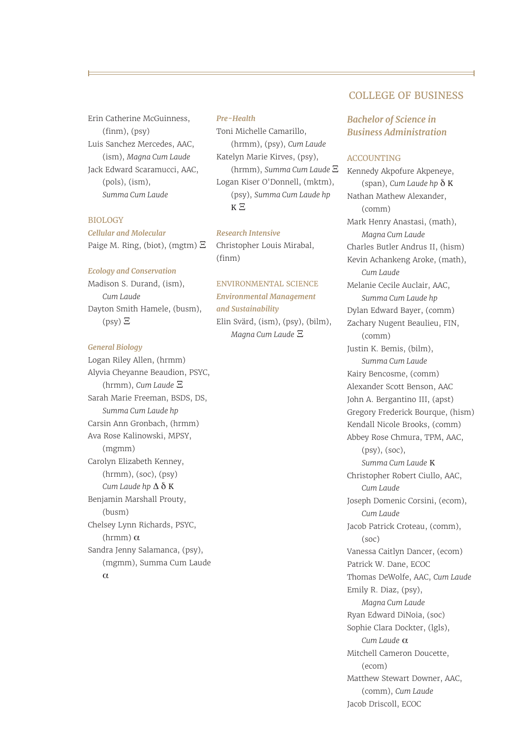Erin Catherine McGuinness, (finm), (psy)
Luis Sanchez Mercedes, AAC, (ism), *Magna Cum Laude*
Jack Edward Scaramucci, AAC, (pols), (ism), *Summa Cum Laude*

### BIOLOGY

#### *Cellular and Molecular*

Paige M. Ring, (biot), (mgtm) Ξ

#### *Ecology and Conservation*

Madison S. Durand, (ism), *Cum Laude*
Dayton Smith Hamele, (busm), (psy) Ξ

#### *General Biology*

Logan Riley Allen, (hrmm)
Alyvia Cheyanne Beaudion, PSYC, (hrmm), *Cum Laude* Ξ
Sarah Marie Freeman, BSDS, DS, *Summa Cum Laude hp*
Carsin Ann Gronbach, (hrmm)
Ava Rose Kalinowski, MPSY, (mgmm)
Carolyn Elizabeth Kenney, (hrmm), (soc), (psy) *Cum Laude hp* Δ δ Κ
Benjamin Marshall Prouty, (busm)
Chelsey Lynn Richards, PSYC, (hrmm) α
Sandra Jenny Salamanca, (psy), (mgmm), Summa Cum Laude α

#### *Pre-Health*

Toni Michelle Camarillo, (hrmm), (psy), *Cum Laude*
Katelyn Marie Kirves, (psy), (hrmm), *Summa Cum Laude* Ξ
Logan Kiser O'Donnell, (mktm), (psy), *Summa Cum Laude hp* Κ Ξ

#### *Research Intensive*

Christopher Louis Mirabal, (finm)

### ENVIRONMENTAL SCIENCE

#### *Environmental Management and Sustainability*

Elin Svärd, (ism), (psy), (bilm), *Magna Cum Laude* Ξ

## COLLEGE OF BUSINESS

### *Bachelor of Science in Business Administration*

#### ACCOUNTING

Kennedy Akpofure Akpeneye, (span), *Cum Laude hp* δ Κ
Nathan Mathew Alexander, (comm)
Mark Henry Anastasi, (math), *Magna Cum Laude*
Charles Butler Andrus II, (hism)
Kevin Achankeng Aroke, (math), *Cum Laude*
Melanie Cecile Auclair, AAC, *Summa Cum Laude hp*
Dylan Edward Bayer, (comm)
Zachary Nugent Beaulieu, FIN, (comm)
Justin K. Bemis, (bilm), *Summa Cum Laude*
Kairy Bencosme, (comm)
Alexander Scott Benson, AAC
John A. Bergantino III, (apst)
Gregory Frederick Bourque, (hism)
Kendall Nicole Brooks, (comm)
Abbey Rose Chmura, TPM, AAC, (psy), (soc), *Summa Cum Laude* Κ
Christopher Robert Ciullo, AAC, *Cum Laude*
Joseph Domenic Corsini, (ecom), *Cum Laude*
Jacob Patrick Croteau, (comm), (soc)
Vanessa Caitlyn Dancer, (ecom)
Patrick W. Dane, ECOC
Thomas DeWolfe, AAC, *Cum Laude*
Emily R. Diaz, (psy), *Magna Cum Laude*
Ryan Edward DiNoia, (soc)
Sophie Clara Dockter, (lgls), *Cum Laude* α
Mitchell Cameron Doucette, (ecom)
Matthew Stewart Downer, AAC, (comm), *Cum Laude*
Jacob Driscoll, ECOC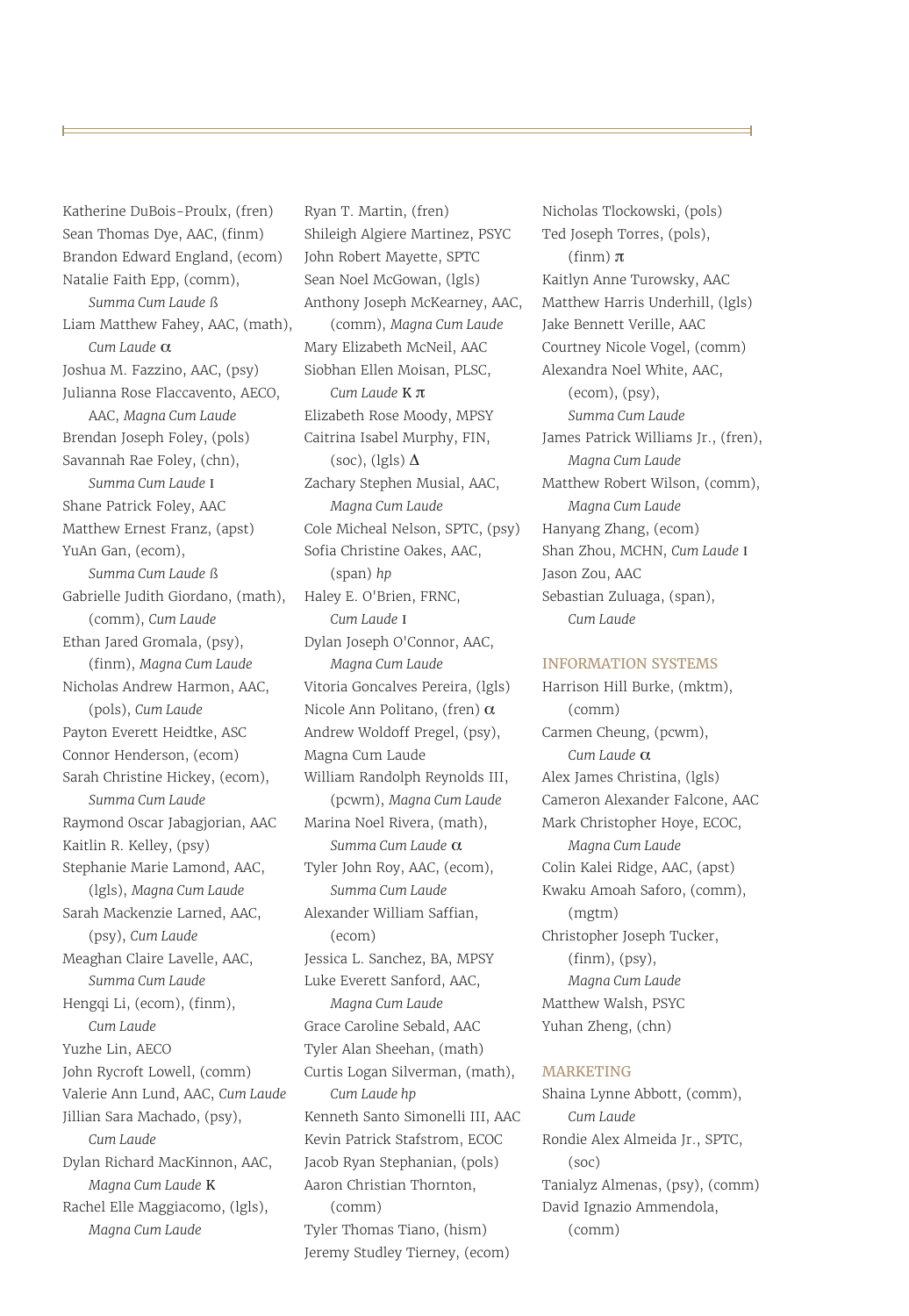Katherine DuBois-Proulx, (fren)
Sean Thomas Dye, AAC, (finm)
Brandon Edward England, (ecom)
Natalie Faith Epp, (comm), *Summa Cum Laude* ß
Liam Matthew Fahey, AAC, (math), *Cum Laude* α
Joshua M. Fazzino, AAC, (psy)
Julianna Rose Flaccavento, AECO, AAC, *Magna Cum Laude*
Brendan Joseph Foley, (pols)
Savannah Rae Foley, (chn), *Summa Cum Laude* ι
Shane Patrick Foley, AAC
Matthew Ernest Franz, (apst)
YuAn Gan, (ecom), *Summa Cum Laude* ß
Gabrielle Judith Giordano, (math), (comm), *Cum Laude*
Ethan Jared Gromala, (psy), (finm), *Magna Cum Laude*
Nicholas Andrew Harmon, AAC, (pols), *Cum Laude*
Payton Everett Heidtke, ASC
Connor Henderson, (ecom)
Sarah Christine Hickey, (ecom), *Summa Cum Laude*
Raymond Oscar Jabagjorian, AAC
Kaitlin R. Kelley, (psy)
Stephanie Marie Lamond, AAC, (lgls), *Magna Cum Laude*
Sarah Mackenzie Larned, AAC, (psy), *Cum Laude*
Meaghan Claire Lavelle, AAC, *Summa Cum Laude*
Hengqi Li, (ecom), (finm), *Cum Laude*
Yuzhe Lin, AECO
John Rycroft Lowell, (comm)
Valerie Ann Lund, AAC, *Cum Laude*
Jillian Sara Machado, (psy), *Cum Laude*
Dylan Richard MacKinnon, AAC, *Magna Cum Laude* K
Rachel Elle Maggiacomo, (lgls), *Magna Cum Laude*
Ryan T. Martin, (fren)
Shileigh Algiere Martinez, PSYC
John Robert Mayette, SPTC
Sean Noel McGowan, (lgls)
Anthony Joseph McKearney, AAC, (comm), *Magna Cum Laude*
Mary Elizabeth McNeil, AAC
Siobhan Ellen Moisan, PLSC, *Cum Laude* K π
Elizabeth Rose Moody, MPSY
Caitrina Isabel Murphy, FIN, (soc), (lgls) Δ
Zachary Stephen Musial, AAC, *Magna Cum Laude*
Cole Micheal Nelson, SPTC, (psy)
Sofia Christine Oakes, AAC, (span) *hp*
Haley E. O'Brien, FRNC, *Cum Laude* ι
Dylan Joseph O'Connor, AAC, *Magna Cum Laude*
Vitoria Goncalves Pereira, (lgls)
Nicole Ann Politano, (fren) α
Andrew Woldoff Pregel, (psy), Magna Cum Laude
William Randolph Reynolds III, (pcwm), *Magna Cum Laude*
Marina Noel Rivera, (math), *Summa Cum Laude* α
Tyler John Roy, AAC, (ecom), *Summa Cum Laude*
Alexander William Saffian, (ecom)
Jessica L. Sanchez, BA, MPSY
Luke Everett Sanford, AAC, *Magna Cum Laude*
Grace Caroline Sebald, AAC
Tyler Alan Sheehan, (math)
Curtis Logan Silverman, (math), *Cum Laude hp*
Kenneth Santo Simonelli III, AAC
Kevin Patrick Stafstrom, ECOC
Jacob Ryan Stephanian, (pols)
Aaron Christian Thornton, (comm)
Tyler Thomas Tiano, (hism)
Jeremy Studley Tierney, (ecom)
Nicholas Tlockowski, (pols)
Ted Joseph Torres, (pols), (finm) π
Kaitlyn Anne Turowsky, AAC
Matthew Harris Underhill, (lgls)
Jake Bennett Verille, AAC
Courtney Nicole Vogel, (comm)
Alexandra Noel White, AAC, (ecom), (psy), *Summa Cum Laude*
James Patrick Williams Jr., (fren), *Magna Cum Laude*
Matthew Robert Wilson, (comm), *Magna Cum Laude*
Hanyang Zhang, (ecom)
Shan Zhou, MCHN, *Cum Laude* ι
Jason Zou, AAC
Sebastian Zuluaga, (span), *Cum Laude*

## INFORMATION SYSTEMS

Harrison Hill Burke, (mktm), (comm)
Carmen Cheung, (pcwm), *Cum Laude* α
Alex James Christina, (lgls)
Cameron Alexander Falcone, AAC
Mark Christopher Hoye, ECOC, *Magna Cum Laude*
Colin Kalei Ridge, AAC, (apst)
Kwaku Amoah Saforo, (comm), (mgtm)
Christopher Joseph Tucker, (finm), (psy), *Magna Cum Laude*
Matthew Walsh, PSYC
Yuhan Zheng, (chn)

## MARKETING

Shaina Lynne Abbott, (comm), *Cum Laude*
Rondie Alex Almeida Jr., SPTC, (soc)
Tanialyz Almenas, (psy), (comm)
David Ignazio Ammendola, (comm)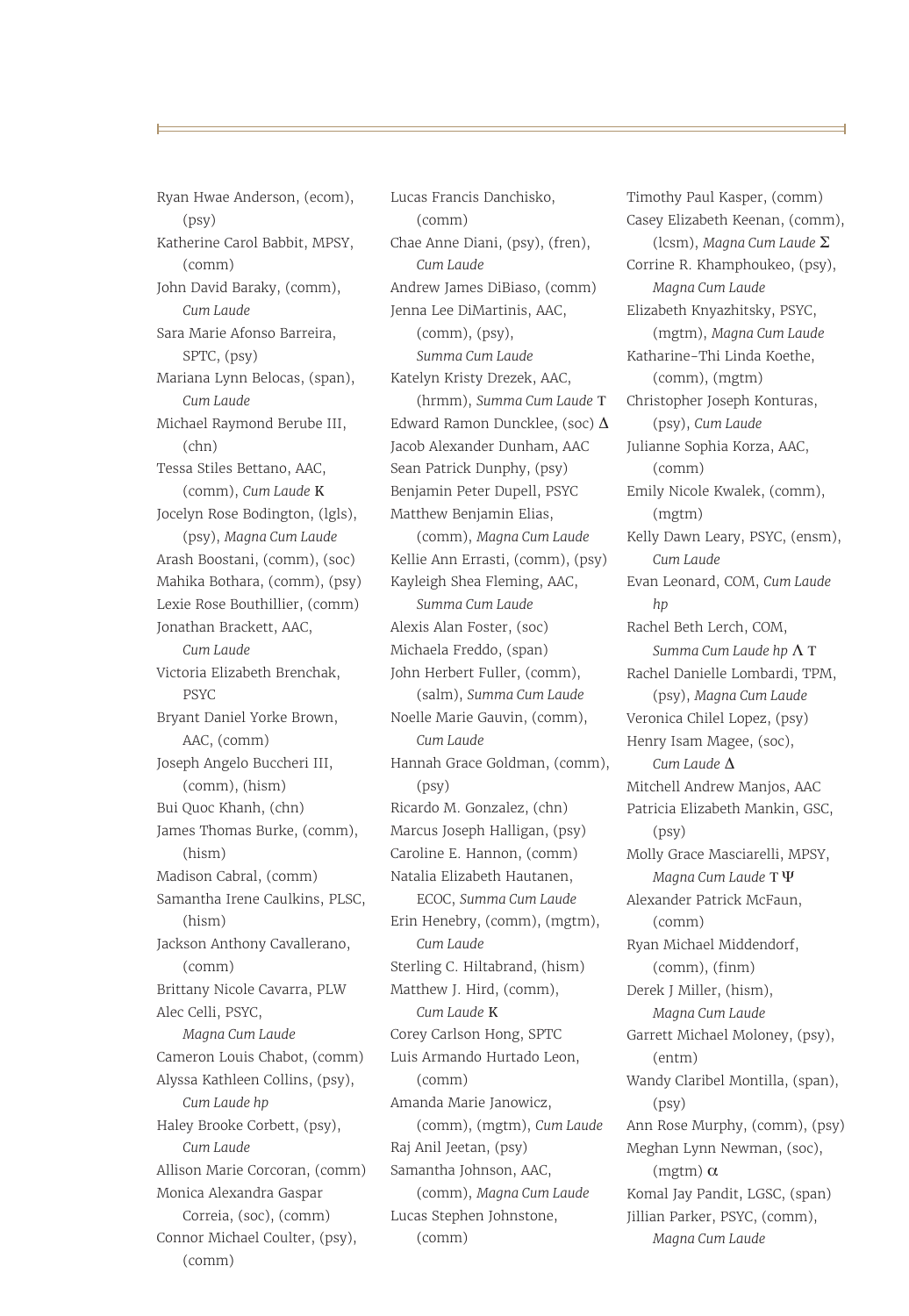Ryan Hwae Anderson, (ecom), (psy)

Katherine Carol Babbit, MPSY, (comm)

John David Baraky, (comm), *Cum Laude*

Sara Marie Afonso Barreira, SPTC, (psy)

Mariana Lynn Belocas, (span), *Cum Laude*

Michael Raymond Berube III, (chn)

Tessa Stiles Bettano, AAC, (comm), *Cum Laude* Κ

Jocelyn Rose Bodington, (lgls), (psy), *Magna Cum Laude*

Arash Boostani, (comm), (soc)

Mahika Bothara, (comm), (psy)

Lexie Rose Bouthillier, (comm)

Jonathan Brackett, AAC, *Cum Laude*

Victoria Elizabeth Brenchak, PSYC

Bryant Daniel Yorke Brown, AAC, (comm)

Joseph Angelo Buccheri III, (comm), (hism)

Bui Quoc Khanh, (chn)

James Thomas Burke, (comm), (hism)

Madison Cabral, (comm)

Samantha Irene Caulkins, PLSC, (hism)

Jackson Anthony Cavallerano, (comm)

Brittany Nicole Cavarra, PLW

Alec Celli, PSYC, *Magna Cum Laude*

Cameron Louis Chabot, (comm)

Alyssa Kathleen Collins, (psy), *Cum Laude hp*

Haley Brooke Corbett, (psy), *Cum Laude*

Allison Marie Corcoran, (comm)

Monica Alexandra Gaspar Correia, (soc), (comm)

Connor Michael Coulter, (psy), (comm)

Lucas Francis Danchisko, (comm)

Chae Anne Diani, (psy), (fren), *Cum Laude*

Andrew James DiBiaso, (comm)

Jenna Lee DiMartinis, AAC, (comm), (psy), *Summa Cum Laude*

Katelyn Kristy Drezek, AAC, (hrmm), *Summa Cum Laude* Τ

Edward Ramon Duncklee, (soc) Δ

Jacob Alexander Dunham, AAC

Sean Patrick Dunphy, (psy)

Benjamin Peter Dupell, PSYC

Matthew Benjamin Elias, (comm), *Magna Cum Laude*

Kellie Ann Errasti, (comm), (psy)

Kayleigh Shea Fleming, AAC, *Summa Cum Laude*

Alexis Alan Foster, (soc)

Michaela Freddo, (span)

John Herbert Fuller, (comm), (salm), *Summa Cum Laude*

Noelle Marie Gauvin, (comm), *Cum Laude*

Hannah Grace Goldman, (comm), (psy)

Ricardo M. Gonzalez, (chn)

Marcus Joseph Halligan, (psy)

Caroline E. Hannon, (comm)

Natalia Elizabeth Hautanen, ECOC, *Summa Cum Laude*

Erin Henebry, (comm), (mgtm), *Cum Laude*

Sterling C. Hiltabrand, (hism)

Matthew J. Hird, (comm), *Cum Laude* Κ

Corey Carlson Hong, SPTC

Luis Armando Hurtado Leon, (comm)

Amanda Marie Janowicz, (comm), (mgtm), *Cum Laude*

Raj Anil Jeetan, (psy)

Samantha Johnson, AAC, (comm), *Magna Cum Laude*

Lucas Stephen Johnstone, (comm)

Timothy Paul Kasper, (comm)

Casey Elizabeth Keenan, (comm), (lcsm), *Magna Cum Laude* Σ

Corrine R. Khamphoukeo, (psy), *Magna Cum Laude*

Elizabeth Knyazhitsky, PSYC, (mgtm), *Magna Cum Laude*

Katharine-Thi Linda Koethe, (comm), (mgtm)

Christopher Joseph Konturas, (psy), *Cum Laude*

Julianne Sophia Korza, AAC, (comm)

Emily Nicole Kwalek, (comm), (mgtm)

Kelly Dawn Leary, PSYC, (ensm), *Cum Laude*

Evan Leonard, COM, *Cum Laude hp*

Rachel Beth Lerch, COM, *Summa Cum Laude hp* Λ Τ

Rachel Danielle Lombardi, TPM, (psy), *Magna Cum Laude*

Veronica Chilel Lopez, (psy)

Henry Isam Magee, (soc), *Cum Laude* Δ

Mitchell Andrew Manjos, AAC

Patricia Elizabeth Mankin, GSC, (psy)

Molly Grace Masciarelli, MPSY, *Magna Cum Laude* Τ Ψ

Alexander Patrick McFaun, (comm)

Ryan Michael Middendorf, (comm), (finm)

Derek J Miller, (hism), *Magna Cum Laude*

Garrett Michael Moloney, (psy), (entm)

Wandy Claribel Montilla, (span), (psy)

Ann Rose Murphy, (comm), (psy)

Meghan Lynn Newman, (soc), (mgtm) α

Komal Jay Pandit, LGSC, (span)

Jillian Parker, PSYC, (comm), *Magna Cum Laude*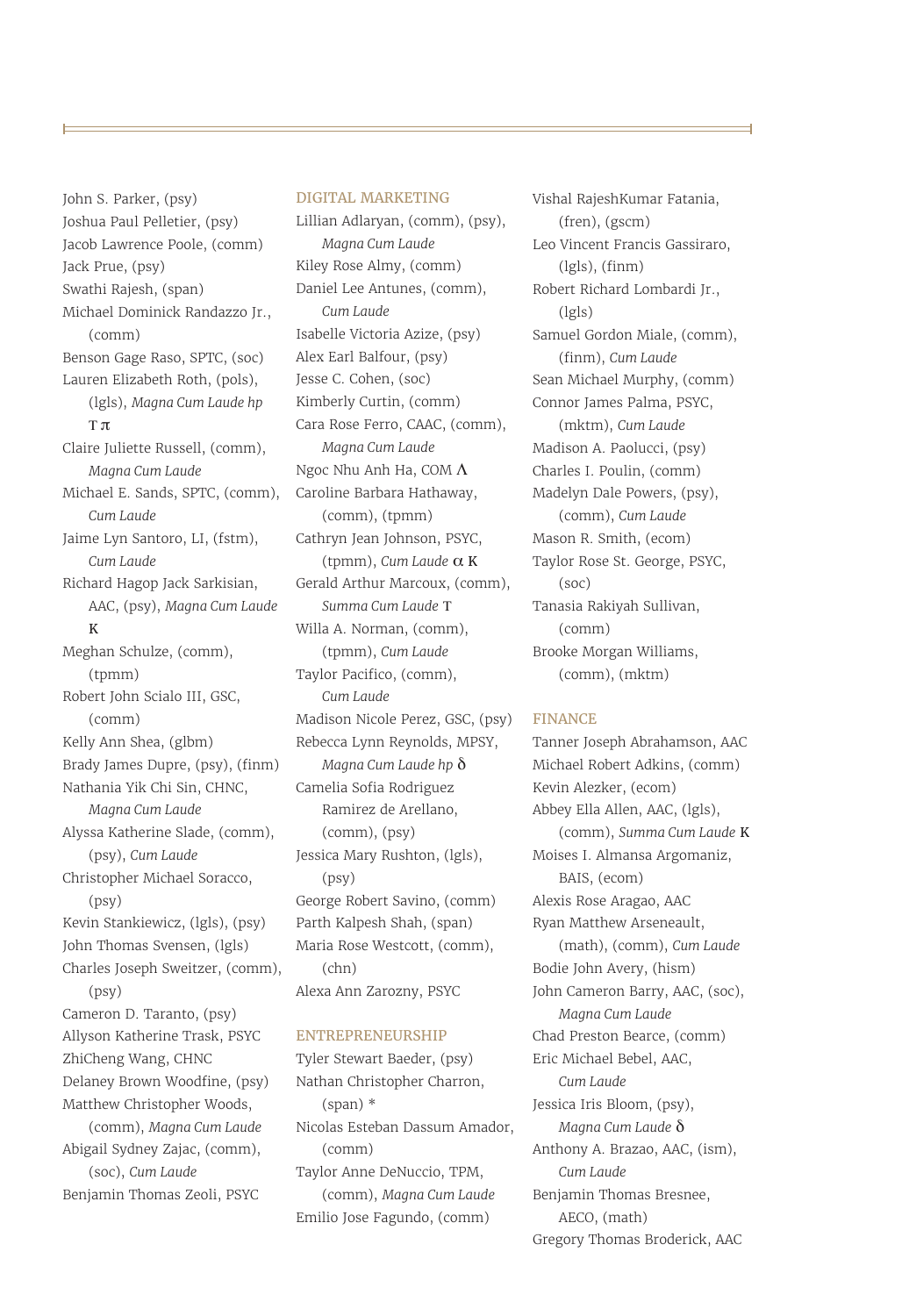John S. Parker, (psy)
Joshua Paul Pelletier, (psy)
Jacob Lawrence Poole, (comm)
Jack Prue, (psy)
Swathi Rajesh, (span)
Michael Dominick Randazzo Jr., (comm)
Benson Gage Raso, SPTC, (soc)
Lauren Elizabeth Roth, (pols), (lgls), *Magna Cum Laude hp* Τ π
Claire Juliette Russell, (comm), *Magna Cum Laude*
Michael E. Sands, SPTC, (comm), *Cum Laude*
Jaime Lyn Santoro, LI, (fstm), *Cum Laude*
Richard Hagop Jack Sarkisian, AAC, (psy), *Magna Cum Laude* Κ
Meghan Schulze, (comm), (tpmm)
Robert John Scialo III, GSC, (comm)
Kelly Ann Shea, (glbm)
Brady James Dupre, (psy), (finm)
Nathania Yik Chi Sin, CHNC, *Magna Cum Laude*
Alyssa Katherine Slade, (comm), (psy), *Cum Laude*
Christopher Michael Soracco, (psy)
Kevin Stankiewicz, (lgls), (psy)
John Thomas Svensen, (lgls)
Charles Joseph Sweitzer, (comm), (psy)
Cameron D. Taranto, (psy)
Allyson Katherine Trask, PSYC
ZhiCheng Wang, CHNC
Delaney Brown Woodfine, (psy)
Matthew Christopher Woods, (comm), *Magna Cum Laude*
Abigail Sydney Zajac, (comm), (soc), *Cum Laude*
Benjamin Thomas Zeoli, PSYC

## DIGITAL MARKETING

Lillian Adlaryan, (comm), (psy), *Magna Cum Laude*
Kiley Rose Almy, (comm)
Daniel Lee Antunes, (comm), *Cum Laude*
Isabelle Victoria Azize, (psy)
Alex Earl Balfour, (psy)
Jesse C. Cohen, (soc)
Kimberly Curtin, (comm)
Cara Rose Ferro, CAAC, (comm), *Magna Cum Laude*
Ngoc Nhu Anh Ha, COM Λ
Caroline Barbara Hathaway, (comm), (tpmm)
Cathryn Jean Johnson, PSYC, (tpmm), *Cum Laude* α Κ
Gerald Arthur Marcoux, (comm), *Summa Cum Laude* Τ
Willa A. Norman, (comm), (tpmm), *Cum Laude*
Taylor Pacifico, (comm), *Cum Laude*
Madison Nicole Perez, GSC, (psy)
Rebecca Lynn Reynolds, MPSY, *Magna Cum Laude hp* δ
Camelia Sofia Rodriguez Ramirez de Arellano, (comm), (psy)
Jessica Mary Rushton, (lgls), (psy)
George Robert Savino, (comm)
Parth Kalpesh Shah, (span)
Maria Rose Westcott, (comm), (chn)
Alexa Ann Zarozny, PSYC

## ENTREPRENEURSHIP

Tyler Stewart Baeder, (psy)
Nathan Christopher Charron, (span) *
Nicolas Esteban Dassum Amador, (comm)
Taylor Anne DeNuccio, TPM, (comm), *Magna Cum Laude*
Emilio Jose Fagundo, (comm)
Vishal RajeshKumar Fatania, (fren), (gscm)
Leo Vincent Francis Gassiraro, (lgls), (finm)
Robert Richard Lombardi Jr., (lgls)
Samuel Gordon Miale, (comm), (finm), *Cum Laude*
Sean Michael Murphy, (comm)
Connor James Palma, PSYC, (mktm), *Cum Laude*
Madison A. Paolucci, (psy)
Charles I. Poulin, (comm)
Madelyn Dale Powers, (psy), (comm), *Cum Laude*
Mason R. Smith, (ecom)
Taylor Rose St. George, PSYC, (soc)
Tanasia Rakiyah Sullivan, (comm)
Brooke Morgan Williams, (comm), (mktm)

## FINANCE

Tanner Joseph Abrahamson, AAC
Michael Robert Adkins, (comm)
Kevin Alezker, (ecom)
Abbey Ella Allen, AAC, (lgls), (comm), *Summa Cum Laude* Κ
Moises I. Almansa Argomaniz, BAIS, (ecom)
Alexis Rose Aragao, AAC
Ryan Matthew Arseneault, (math), (comm), *Cum Laude*
Bodie John Avery, (hism)
John Cameron Barry, AAC, (soc), *Magna Cum Laude*
Chad Preston Bearce, (comm)
Eric Michael Bebel, AAC, *Cum Laude*
Jessica Iris Bloom, (psy), *Magna Cum Laude* δ
Anthony A. Brazao, AAC, (ism), *Cum Laude*
Benjamin Thomas Bresnee, AECO, (math)
Gregory Thomas Broderick, AAC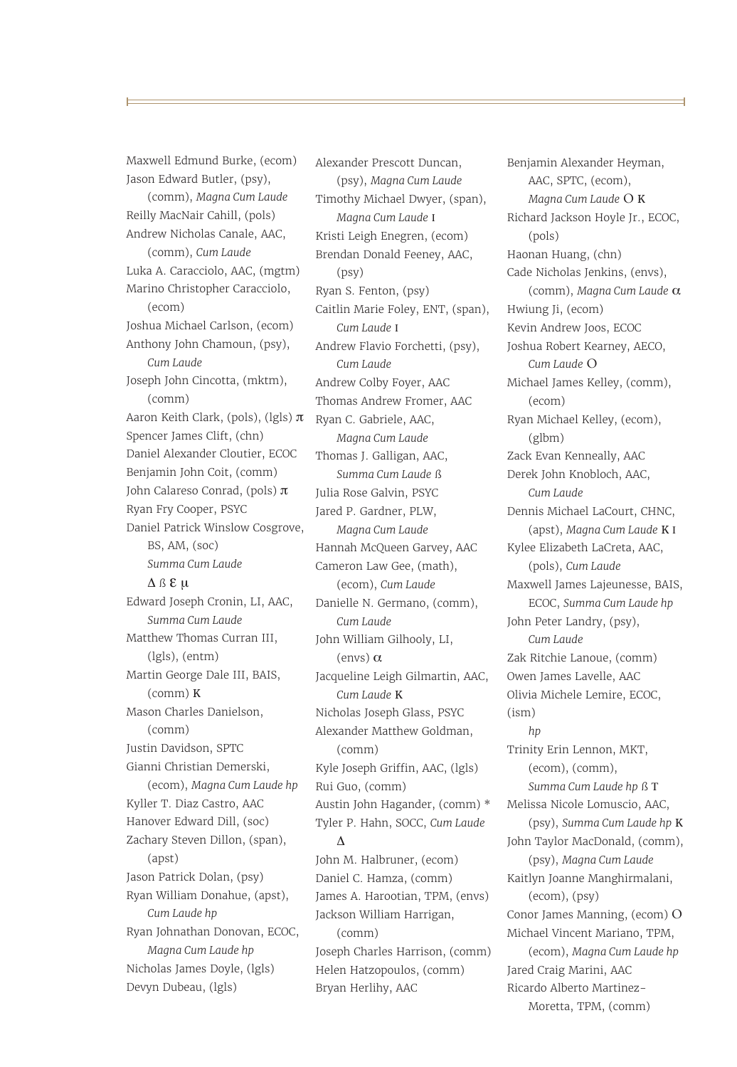Maxwell Edmund Burke, (ecom)
Jason Edward Butler, (psy), (comm), *Magna Cum Laude*
Reilly MacNair Cahill, (pols)
Andrew Nicholas Canale, AAC, (comm), *Cum Laude*
Luka A. Caracciolo, AAC, (mgtm)
Marino Christopher Caracciolo, (ecom)
Joshua Michael Carlson, (ecom)
Anthony John Chamoun, (psy), *Cum Laude*
Joseph John Cincotta, (mktm), (comm)
Aaron Keith Clark, (pols), (lgls) π
Spencer James Clift, (chn)
Daniel Alexander Cloutier, ECOC
Benjamin John Coit, (comm)
John Calareso Conrad, (pols) π
Ryan Fry Cooper, PSYC
Daniel Patrick Winslow Cosgrove, BS, AM, (soc) *Summa Cum Laude* Δ ß Ɛ μ
Edward Joseph Cronin, LI, AAC, *Summa Cum Laude*
Matthew Thomas Curran III, (lgls), (entm)
Martin George Dale III, BAIS, (comm) Κ
Mason Charles Danielson, (comm)
Justin Davidson, SPTC
Gianni Christian Demerski, (ecom), *Magna Cum Laude hp*
Kyller T. Diaz Castro, AAC
Hanover Edward Dill, (soc)
Zachary Steven Dillon, (span), (apst)
Jason Patrick Dolan, (psy)
Ryan William Donahue, (apst), *Cum Laude hp*
Ryan Johnathan Donovan, ECOC, *Magna Cum Laude hp*
Nicholas James Doyle, (lgls)
Devyn Dubeau, (lgls)
Alexander Prescott Duncan, (psy), *Magna Cum Laude*
Timothy Michael Dwyer, (span), *Magna Cum Laude* Ι
Kristi Leigh Enegren, (ecom)
Brendan Donald Feeney, AAC, (psy)
Ryan S. Fenton, (psy)
Caitlin Marie Foley, ENT, (span), *Cum Laude* Ι
Andrew Flavio Forchetti, (psy), *Cum Laude*
Andrew Colby Foyer, AAC
Thomas Andrew Fromer, AAC
Ryan C. Gabriele, AAC, *Magna Cum Laude*
Thomas J. Galligan, AAC, *Summa Cum Laude* ß
Julia Rose Galvin, PSYC
Jared P. Gardner, PLW, *Magna Cum Laude*
Hannah McQueen Garvey, AAC
Cameron Law Gee, (math), (ecom), *Cum Laude*
Danielle N. Germano, (comm), *Cum Laude*
John William Gilhooly, LI, (envs) α
Jacqueline Leigh Gilmartin, AAC, *Cum Laude* Κ
Nicholas Joseph Glass, PSYC
Alexander Matthew Goldman, (comm)
Kyle Joseph Griffin, AAC, (lgls)
Rui Guo, (comm)
Austin John Hagander, (comm) *
Tyler P. Hahn, SOCC, *Cum Laude* Δ
John M. Halbruner, (ecom)
Daniel C. Hamza, (comm)
James A. Harootian, TPM, (envs)
Jackson William Harrigan, (comm)
Joseph Charles Harrison, (comm)
Helen Hatzopoulos, (comm)
Bryan Herlihy, AAC
Benjamin Alexander Heyman, AAC, SPTC, (ecom), *Magna Cum Laude* Ο Κ
Richard Jackson Hoyle Jr., ECOC, (pols)
Haonan Huang, (chn)
Cade Nicholas Jenkins, (envs), (comm), *Magna Cum Laude* α
Hwiung Ji, (ecom)
Kevin Andrew Joos, ECOC
Joshua Robert Kearney, AECO, *Cum Laude* Ο
Michael James Kelley, (comm), (ecom)
Ryan Michael Kelley, (ecom), (glbm)
Zack Evan Kenneally, AAC
Derek John Knobloch, AAC, *Cum Laude*
Dennis Michael LaCourt, CHNC, (apst), *Magna Cum Laude* Κ Ι
Kylee Elizabeth LaCreta, AAC, (pols), *Cum Laude*
Maxwell James Lajeunesse, BAIS, ECOC, *Summa Cum Laude hp*
John Peter Landry, (psy), *Cum Laude*
Zak Ritchie Lanoue, (comm)
Owen James Lavelle, AAC
Olivia Michele Lemire, ECOC, (ism) *hp*
Trinity Erin Lennon, MKT, (ecom), (comm), *Summa Cum Laude hp* ß Τ
Melissa Nicole Lomuscio, AAC, (psy), *Summa Cum Laude hp* Κ
John Taylor MacDonald, (comm), (psy), *Magna Cum Laude*
Kaitlyn Joanne Manghirmalani, (ecom), (psy)
Conor James Manning, (ecom) Ο
Michael Vincent Mariano, TPM, (ecom), *Magna Cum Laude hp*
Jared Craig Marini, AAC
Ricardo Alberto Martinez-Moretta, TPM, (comm)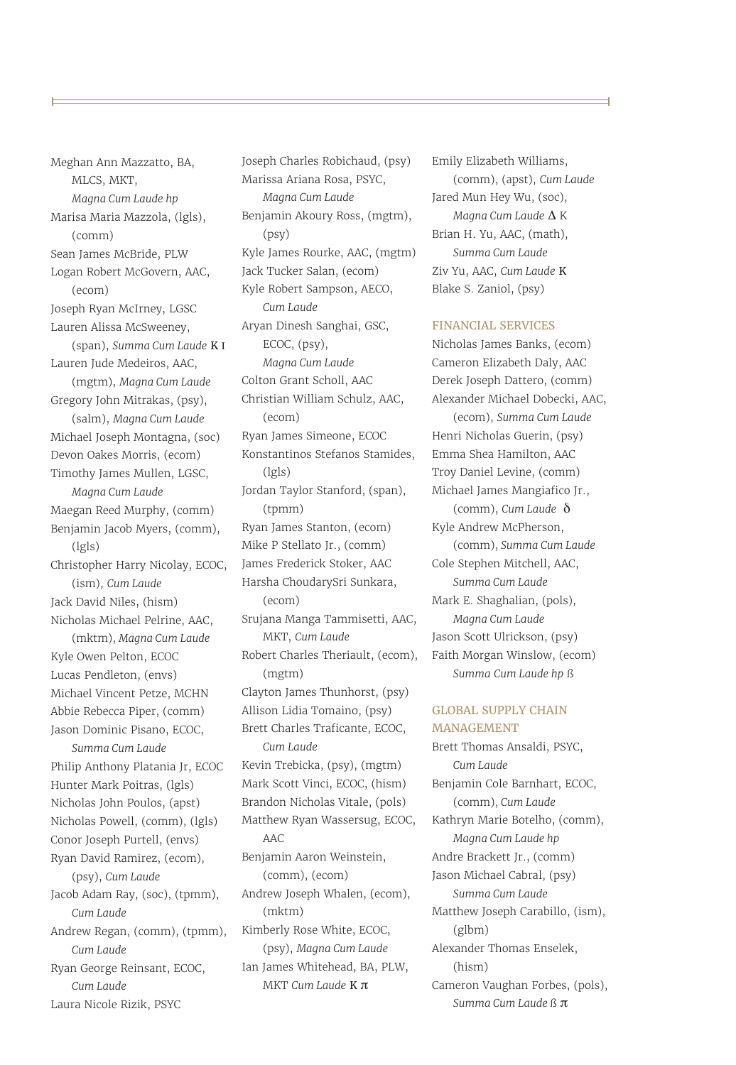Meghan Ann Mazzatto, BA, MLCS, MKT, *Magna Cum Laude hp*
Marisa Maria Mazzola, (lgls), (comm)
Sean James McBride, PLW
Logan Robert McGovern, AAC, (ecom)
Joseph Ryan McIrney, LGSC
Lauren Alissa McSweeney, (span), *Summa Cum Laude* Κ Ι
Lauren Jude Medeiros, AAC, (mgtm), *Magna Cum Laude*
Gregory John Mitrakas, (psy), (salm), *Magna Cum Laude*
Michael Joseph Montagna, (soc)
Devon Oakes Morris, (ecom)
Timothy James Mullen, LGSC, *Magna Cum Laude*
Maegan Reed Murphy, (comm)
Benjamin Jacob Myers, (comm), (lgls)
Christopher Harry Nicolay, ECOC, (ism), *Cum Laude*
Jack David Niles, (hism)
Nicholas Michael Pelrine, AAC, (mktm), *Magna Cum Laude*
Kyle Owen Pelton, ECOC
Lucas Pendleton, (envs)
Michael Vincent Petze, MCHN
Abbie Rebecca Piper, (comm)
Jason Dominic Pisano, ECOC, *Summa Cum Laude*
Philip Anthony Platania Jr, ECOC
Hunter Mark Poitras, (lgls)
Nicholas John Poulos, (apst)
Nicholas Powell, (comm), (lgls)
Conor Joseph Purtell, (envs)
Ryan David Ramirez, (ecom), (psy), *Cum Laude*
Jacob Adam Ray, (soc), (tpmm), *Cum Laude*
Andrew Regan, (comm), (tpmm), *Cum Laude*
Ryan George Reinsant, ECOC, *Cum Laude*
Laura Nicole Rizik, PSYC
Joseph Charles Robichaud, (psy)
Marissa Ariana Rosa, PSYC, *Magna Cum Laude*
Benjamin Akoury Ross, (mgtm), (psy)
Kyle James Rourke, AAC, (mgtm)
Jack Tucker Salan, (ecom)
Kyle Robert Sampson, AECO, *Cum Laude*
Aryan Dinesh Sanghai, GSC, ECOC, (psy), *Magna Cum Laude*
Colton Grant Scholl, AAC
Christian William Schulz, AAC, (ecom)
Ryan James Simeone, ECOC
Konstantinos Stefanos Stamides, (lgls)
Jordan Taylor Stanford, (span), (tpmm)
Ryan James Stanton, (ecom)
Mike P Stellato Jr., (comm)
James Frederick Stoker, AAC
Harsha ChoudarySri Sunkara, (ecom)
Srujana Manga Tammisetti, AAC, MKT, *Cum Laude*
Robert Charles Theriault, (ecom), (mgtm)
Clayton James Thunhorst, (psy)
Allison Lidia Tomaino, (psy)
Brett Charles Traficante, ECOC, *Cum Laude*
Kevin Trebicka, (psy), (mgtm)
Mark Scott Vinci, ECOC, (hism)
Brandon Nicholas Vitale, (pols)
Matthew Ryan Wassersug, ECOC, AAC
Benjamin Aaron Weinstein, (comm), (ecom)
Andrew Joseph Whalen, (ecom), (mktm)
Kimberly Rose White, ECOC, (psy), *Magna Cum Laude*
Ian James Whitehead, BA, PLW, MKT *Cum Laude* Κ π
Emily Elizabeth Williams, (comm), (apst), *Cum Laude*
Jared Mun Hey Wu, (soc), *Magna Cum Laude* Δ Κ
Brian H. Yu, AAC, (math), *Summa Cum Laude*
Ziv Yu, AAC, *Cum Laude* Κ
Blake S. Zaniol, (psy)

## FINANCIAL SERVICES

Nicholas James Banks, (ecom)
Cameron Elizabeth Daly, AAC
Derek Joseph Dattero, (comm)
Alexander Michael Dobecki, AAC, (ecom), *Summa Cum Laude*
Henri Nicholas Guerin, (psy)
Emma Shea Hamilton, AAC
Troy Daniel Levine, (comm)
Michael James Mangiafico Jr., (comm), *Cum Laude* δ
Kyle Andrew McPherson, (comm), *Summa Cum Laude*
Cole Stephen Mitchell, AAC, *Summa Cum Laude*
Mark E. Shaghalian, (pols), *Magna Cum Laude*
Jason Scott Ulrickson, (psy)
Faith Morgan Winslow, (ecom) *Summa Cum Laude hp ß*

## GLOBAL SUPPLY CHAIN MANAGEMENT

Brett Thomas Ansaldi, PSYC, *Cum Laude*
Benjamin Cole Barnhart, ECOC, (comm), *Cum Laude*
Kathryn Marie Botelho, (comm), *Magna Cum Laude hp*
Andre Brackett Jr., (comm)
Jason Michael Cabral, (psy) *Summa Cum Laude*
Matthew Joseph Carabillo, (ism), (glbm)
Alexander Thomas Enselek, (hism)
Cameron Vaughan Forbes, (pols), *Summa Cum Laude* ß π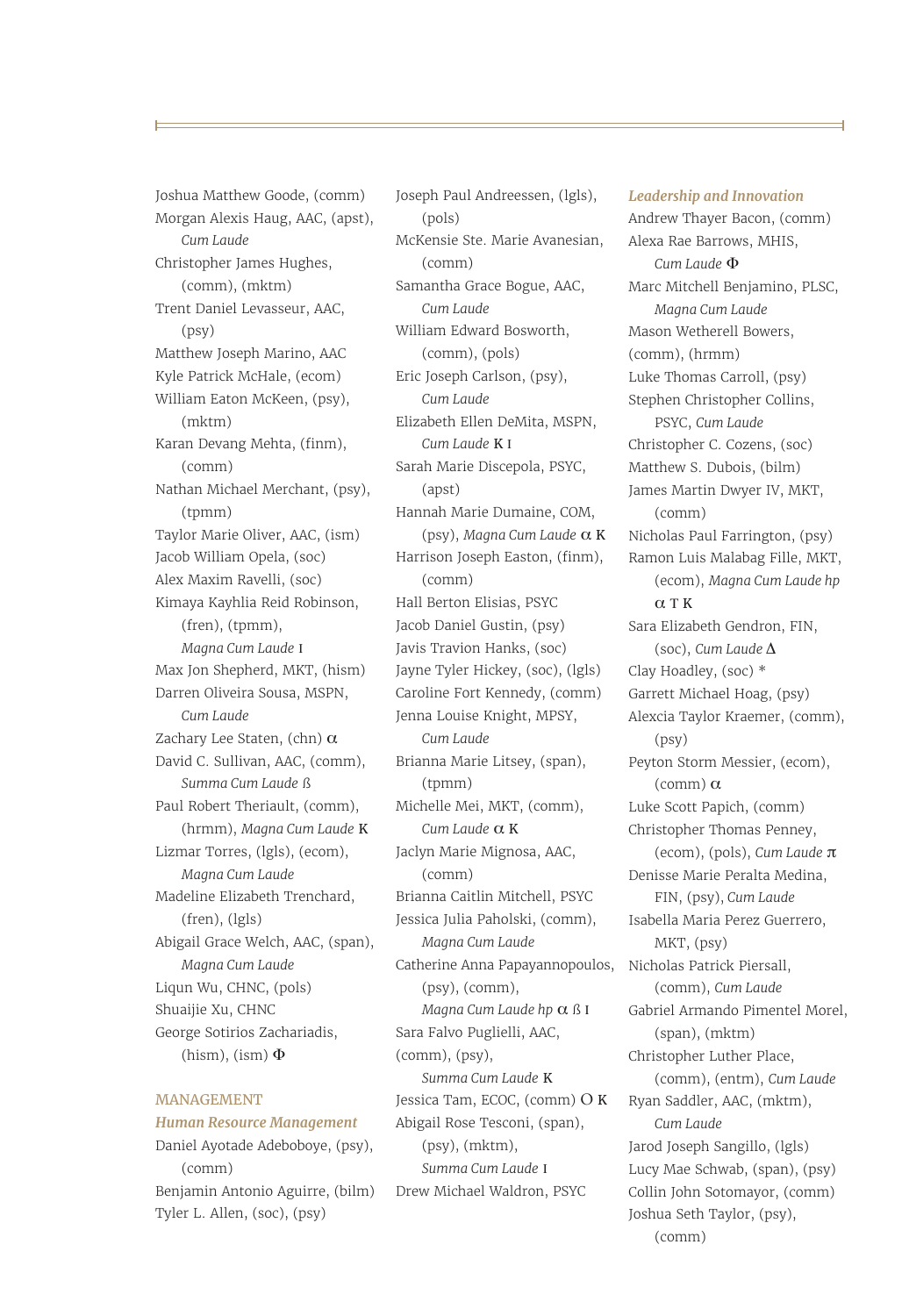Joshua Matthew Goode, (comm)
Morgan Alexis Haug, AAC, (apst), *Cum Laude*
Christopher James Hughes, (comm), (mktm)
Trent Daniel Levasseur, AAC, (psy)
Matthew Joseph Marino, AAC
Kyle Patrick McHale, (ecom)
William Eaton McKeen, (psy), (mktm)
Karan Devang Mehta, (finm), (comm)
Nathan Michael Merchant, (psy), (tpmm)
Taylor Marie Oliver, AAC, (ism)
Jacob William Opela, (soc)
Alex Maxim Ravelli, (soc)
Kimaya Kayhlia Reid Robinson, (fren), (tpmm), *Magna Cum Laude* ɪ
Max Jon Shepherd, MKT, (hism)
Darren Oliveira Sousa, MSPN, *Cum Laude*
Zachary Lee Staten, (chn) α
David C. Sullivan, AAC, (comm), *Summa Cum Laude* ß
Paul Robert Theriault, (comm), (hrmm), *Magna Cum Laude* K
Lizmar Torres, (lgls), (ecom), *Magna Cum Laude*
Madeline Elizabeth Trenchard, (fren), (lgls)
Abigail Grace Welch, AAC, (span), *Magna Cum Laude*
Liqun Wu, CHNC, (pols)
Shuaijie Xu, CHNC
George Sotirios Zachariadis, (hism), (ism) Φ

## MANAGEMENT

### *Human Resource Management*

Daniel Ayotade Adeboboye, (psy), (comm)
Benjamin Antonio Aguirre, (bilm)
Tyler L. Allen, (soc), (psy)
Joseph Paul Andreessen, (lgls), (pols)
McKensie Ste. Marie Avanesian, (comm)
Samantha Grace Bogue, AAC, *Cum Laude*
William Edward Bosworth, (comm), (pols)
Eric Joseph Carlson, (psy), *Cum Laude*
Elizabeth Ellen DeMita, MSPN, *Cum Laude* K ɪ
Sarah Marie Discepola, PSYC, (apst)
Hannah Marie Dumaine, COM, (psy), *Magna Cum Laude* α K
Harrison Joseph Easton, (finm), (comm)
Hall Berton Elisias, PSYC
Jacob Daniel Gustin, (psy)
Javis Travion Hanks, (soc)
Jayne Tyler Hickey, (soc), (lgls)
Caroline Fort Kennedy, (comm)
Jenna Louise Knight, MPSY, *Cum Laude*
Brianna Marie Litsey, (span), (tpmm)
Michelle Mei, MKT, (comm), *Cum Laude* α K
Jaclyn Marie Mignosa, AAC, (comm)
Brianna Caitlin Mitchell, PSYC
Jessica Julia Paholski, (comm), *Magna Cum Laude*
Catherine Anna Papayannopoulos, (psy), (comm), *Magna Cum Laude hp* α ß ɪ
Sara Falvo Puglielli, AAC, (comm), (psy), *Summa Cum Laude* K
Jessica Tam, ECOC, (comm) O K
Abigail Rose Tesconi, (span), (psy), (mktm), *Summa Cum Laude* ɪ
Drew Michael Waldron, PSYC

### *Leadership and Innovation*

Andrew Thayer Bacon, (comm)
Alexa Rae Barrows, MHIS, *Cum Laude* Φ
Marc Mitchell Benjamino, PLSC, *Magna Cum Laude*
Mason Wetherell Bowers, (comm), (hrmm)
Luke Thomas Carroll, (psy)
Stephen Christopher Collins, PSYC, *Cum Laude*
Christopher C. Cozens, (soc)
Matthew S. Dubois, (bilm)
James Martin Dwyer IV, MKT, (comm)
Nicholas Paul Farrington, (psy)
Ramon Luis Malabag Fille, MKT, (ecom), *Magna Cum Laude hp* α T K
Sara Elizabeth Gendron, FIN, (soc), *Cum Laude* Δ
Clay Hoadley, (soc) *
Garrett Michael Hoag, (psy)
Alexcia Taylor Kraemer, (comm), (psy)
Peyton Storm Messier, (ecom), (comm) α
Luke Scott Papich, (comm)
Christopher Thomas Penney, (ecom), (pols), *Cum Laude* π
Denisse Marie Peralta Medina, FIN, (psy), *Cum Laude*
Isabella Maria Perez Guerrero, MKT, (psy)
Nicholas Patrick Piersall, (comm), *Cum Laude*
Gabriel Armando Pimentel Morel, (span), (mktm)
Christopher Luther Place, (comm), (entm), *Cum Laude*
Ryan Saddler, AAC, (mktm), *Cum Laude*
Jarod Joseph Sangillo, (lgls)
Lucy Mae Schwab, (span), (psy)
Collin John Sotomayor, (comm)
Joshua Seth Taylor, (psy), (comm)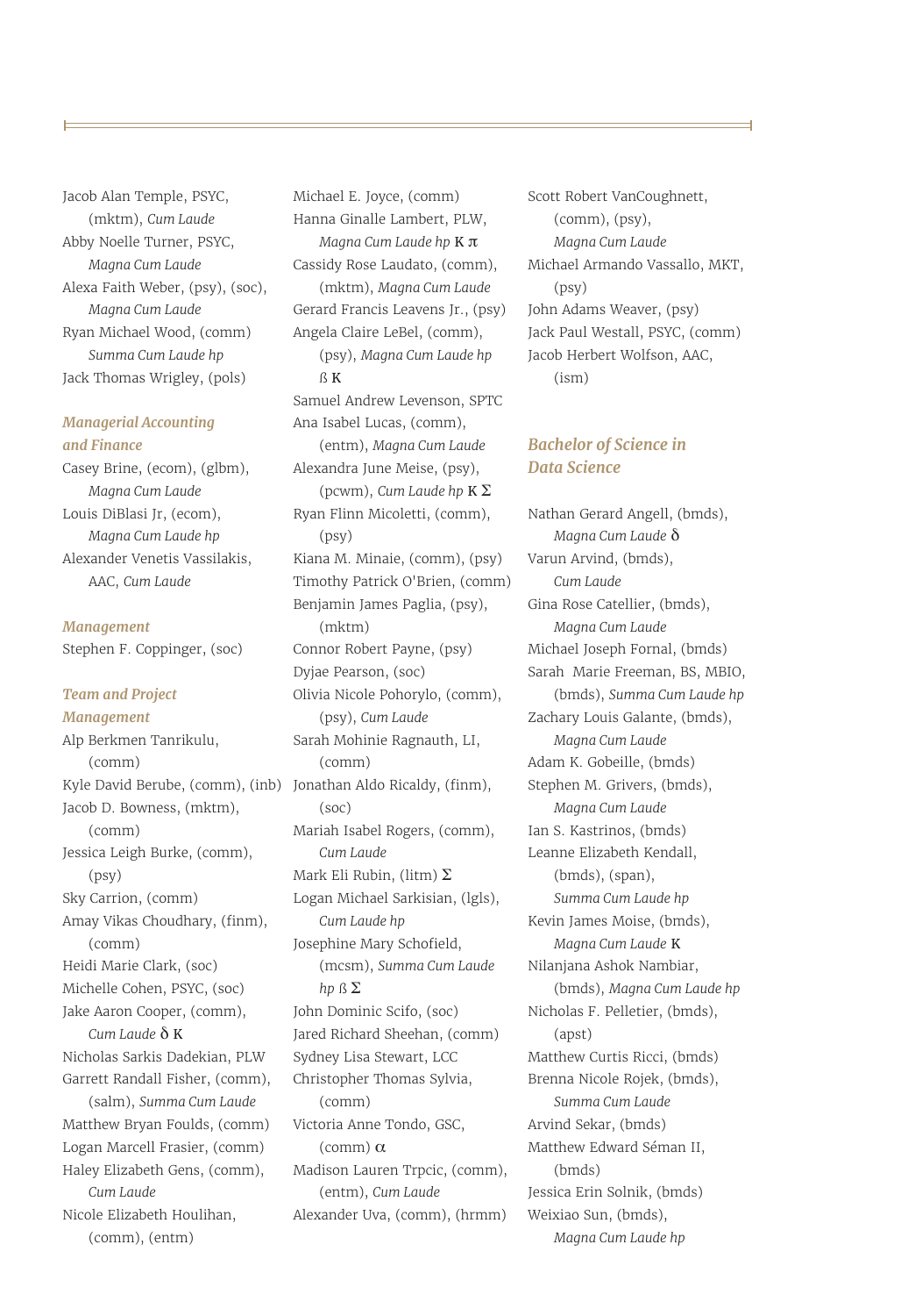Jacob Alan Temple, PSYC, (mktm), *Cum Laude*
Abby Noelle Turner, PSYC, *Magna Cum Laude*
Alexa Faith Weber, (psy), (soc), *Magna Cum Laude*
Ryan Michael Wood, (comm) *Summa Cum Laude hp*
Jack Thomas Wrigley, (pols)

### *Managerial Accounting and Finance*

Casey Brine, (ecom), (glbm), *Magna Cum Laude*
Louis DiBlasi Jr, (ecom), *Magna Cum Laude hp*
Alexander Venetis Vassilakis, AAC, *Cum Laude*

### *Management*

Stephen F. Coppinger, (soc)

### *Team and Project Management*

Alp Berkmen Tanrikulu, (comm)
Kyle David Berube, (comm), (inb)
Jacob D. Bowness, (mktm), (comm)
Jessica Leigh Burke, (comm), (psy)
Sky Carrion, (comm)
Amay Vikas Choudhary, (finm), (comm)
Heidi Marie Clark, (soc)
Michelle Cohen, PSYC, (soc)
Jake Aaron Cooper, (comm), *Cum Laude* δ Κ
Nicholas Sarkis Dadekian, PLW
Garrett Randall Fisher, (comm), (salm), *Summa Cum Laude*
Matthew Bryan Foulds, (comm)
Logan Marcell Frasier, (comm)
Haley Elizabeth Gens, (comm), *Cum Laude*
Nicole Elizabeth Houlihan, (comm), (entm)
Michael E. Joyce, (comm)
Hanna Ginalle Lambert, PLW, *Magna Cum Laude hp* Κ π
Cassidy Rose Laudato, (comm), (mktm), *Magna Cum Laude*
Gerard Francis Leavens Jr., (psy)
Angela Claire LeBel, (comm), (psy), *Magna Cum Laude hp* ß Κ
Samuel Andrew Levenson, SPTC
Ana Isabel Lucas, (comm), (entm), *Magna Cum Laude*
Alexandra June Meise, (psy), (pcwm), *Cum Laude hp* Κ Σ
Ryan Flinn Micoletti, (comm), (psy)
Kiana M. Minaie, (comm), (psy)
Timothy Patrick O'Brien, (comm)
Benjamin James Paglia, (psy), (mktm)
Connor Robert Payne, (psy)
Dyjae Pearson, (soc)
Olivia Nicole Pohorylo, (comm), (psy), *Cum Laude*
Sarah Mohinie Ragnauth, LI, (comm)
Jonathan Aldo Ricaldy, (finm), (soc)
Mariah Isabel Rogers, (comm), *Cum Laude*
Mark Eli Rubin, (litm) Σ
Logan Michael Sarkisian, (lgls), *Cum Laude hp*
Josephine Mary Schofield, (mcsm), *Summa Cum Laude hp* ß Σ
John Dominic Scifo, (soc)
Jared Richard Sheehan, (comm)
Sydney Lisa Stewart, LCC
Christopher Thomas Sylvia, (comm)
Victoria Anne Tondo, GSC, (comm) α
Madison Lauren Trpcic, (comm), (entm), *Cum Laude*
Alexander Uva, (comm), (hrmm)
Scott Robert VanCoughnett, (comm), (psy), *Magna Cum Laude*
Michael Armando Vassallo, MKT, (psy)
John Adams Weaver, (psy)
Jack Paul Westall, PSYC, (comm)
Jacob Herbert Wolfson, AAC, (ism)

## *Bachelor of Science in Data Science*

Nathan Gerard Angell, (bmds), *Magna Cum Laude* δ
Varun Arvind, (bmds), *Cum Laude*
Gina Rose Catellier, (bmds), *Magna Cum Laude*
Michael Joseph Fornal, (bmds)
Sarah Marie Freeman, BS, MBIO, (bmds), *Summa Cum Laude hp*
Zachary Louis Galante, (bmds), *Magna Cum Laude*
Adam K. Gobeille, (bmds)
Stephen M. Grivers, (bmds), *Magna Cum Laude*
Ian S. Kastrinos, (bmds)
Leanne Elizabeth Kendall, (bmds), (span), *Summa Cum Laude hp*
Kevin James Moise, (bmds), *Magna Cum Laude* Κ
Nilanjana Ashok Nambiar, (bmds), *Magna Cum Laude hp*
Nicholas F. Pelletier, (bmds), (apst)
Matthew Curtis Ricci, (bmds)
Brenna Nicole Rojek, (bmds), *Summa Cum Laude*
Arvind Sekar, (bmds)
Matthew Edward Séman II, (bmds)
Jessica Erin Solnik, (bmds)
Weixiao Sun, (bmds), *Magna Cum Laude hp*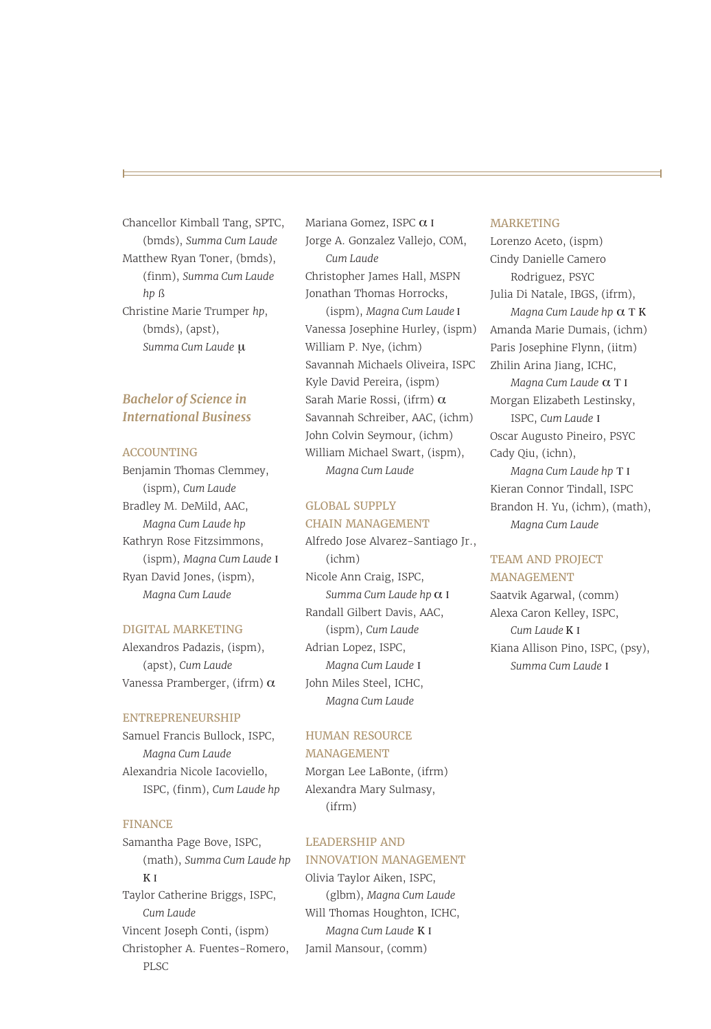Chancellor Kimball Tang, SPTC, (bmds), *Summa Cum Laude*

Matthew Ryan Toner, (bmds), (finm), *Summa Cum Laude hp* ß

Christine Marie Trumper *hp*, (bmds), (apst), *Summa Cum Laude* μ

## *Bachelor of Science in International Business*

### ACCOUNTING

Benjamin Thomas Clemmey, (ispm), *Cum Laude*

Bradley M. DeMild, AAC, *Magna Cum Laude hp*

Kathryn Rose Fitzsimmons, (ispm), *Magna Cum Laude* ɪ

Ryan David Jones, (ispm), *Magna Cum Laude*

### DIGITAL MARKETING

Alexandros Padazis, (ispm), (apst), *Cum Laude*

Vanessa Pramberger, (ifrm) α

### ENTREPRENEURSHIP

Samuel Francis Bullock, ISPC, *Magna Cum Laude*

Alexandria Nicole Iacoviello, ISPC, (finm), *Cum Laude hp*

### FINANCE

Samantha Page Bove, ISPC, (math), *Summa Cum Laude hp* Κ ɪ

Taylor Catherine Briggs, ISPC, *Cum Laude*

Vincent Joseph Conti, (ispm)

Christopher A. Fuentes-Romero, PLSC

Mariana Gomez, ISPC α ɪ

Jorge A. Gonzalez Vallejo, COM, *Cum Laude*

Christopher James Hall, MSPN

Jonathan Thomas Horrocks, (ispm), *Magna Cum Laude* ɪ

Vanessa Josephine Hurley, (ispm)

William P. Nye, (ichm)

Savannah Michaels Oliveira, ISPC

Kyle David Pereira, (ispm)

Sarah Marie Rossi, (ifrm) α

Savannah Schreiber, AAC, (ichm)

John Colvin Seymour, (ichm)

William Michael Swart, (ispm), *Magna Cum Laude*

### GLOBAL SUPPLY CHAIN MANAGEMENT

Alfredo Jose Alvarez-Santiago Jr., (ichm)

Nicole Ann Craig, ISPC, *Summa Cum Laude hp* α ɪ

Randall Gilbert Davis, AAC, (ispm), *Cum Laude*

Adrian Lopez, ISPC, *Magna Cum Laude* ɪ

John Miles Steel, ICHC, *Magna Cum Laude*

### HUMAN RESOURCE MANAGEMENT

Morgan Lee LaBonte, (ifrm)

Alexandra Mary Sulmasy, (ifrm)

### LEADERSHIP AND INNOVATION MANAGEMENT

Olivia Taylor Aiken, ISPC, (glbm), *Magna Cum Laude*

Will Thomas Houghton, ICHC, *Magna Cum Laude* Κ ɪ

Jamil Mansour, (comm)

### MARKETING

Lorenzo Aceto, (ispm)

Cindy Danielle Camero Rodriguez, PSYC

Julia Di Natale, IBGS, (ifrm), *Magna Cum Laude hp* α Τ Κ

Amanda Marie Dumais, (ichm)

Paris Josephine Flynn, (iitm)

Zhilin Arina Jiang, ICHC, *Magna Cum Laude* α Τ ɪ

Morgan Elizabeth Lestinsky, ISPC, *Cum Laude* ɪ

Oscar Augusto Pineiro, PSYC

Cady Qiu, (ichn), *Magna Cum Laude hp* Τ ɪ

Kieran Connor Tindall, ISPC

Brandon H. Yu, (ichm), (math), *Magna Cum Laude*

### TEAM AND PROJECT MANAGEMENT

Saatvik Agarwal, (comm)

Alexa Caron Kelley, ISPC, *Cum Laude* Κ ɪ

Kiana Allison Pino, ISPC, (psy), *Summa Cum Laude* ɪ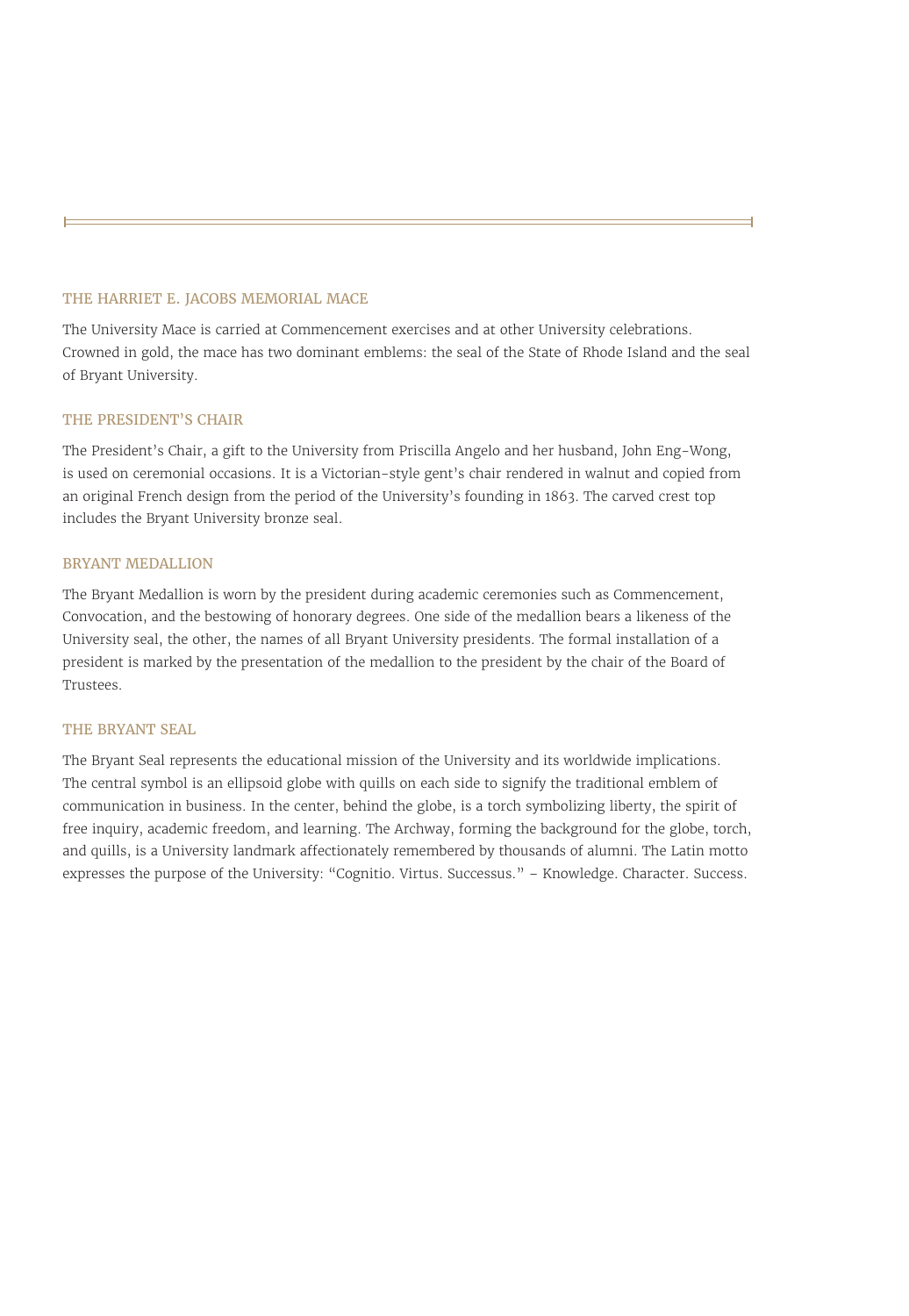## THE HARRIET E. JACOBS MEMORIAL MACE

The University Mace is carried at Commencement exercises and at other University celebrations. Crowned in gold, the mace has two dominant emblems: the seal of the State of Rhode Island and the seal of Bryant University.

## THE PRESIDENT'S CHAIR

The President's Chair, a gift to the University from Priscilla Angelo and her husband, John Eng-Wong, is used on ceremonial occasions. It is a Victorian-style gent's chair rendered in walnut and copied from an original French design from the period of the University's founding in 1863. The carved crest top includes the Bryant University bronze seal.

## BRYANT MEDALLION

The Bryant Medallion is worn by the president during academic ceremonies such as Commencement, Convocation, and the bestowing of honorary degrees. One side of the medallion bears a likeness of the University seal, the other, the names of all Bryant University presidents. The formal installation of a president is marked by the presentation of the medallion to the president by the chair of the Board of Trustees.

## THE BRYANT SEAL

The Bryant Seal represents the educational mission of the University and its worldwide implications. The central symbol is an ellipsoid globe with quills on each side to signify the traditional emblem of communication in business. In the center, behind the globe, is a torch symbolizing liberty, the spirit of free inquiry, academic freedom, and learning. The Archway, forming the background for the globe, torch, and quills, is a University landmark affectionately remembered by thousands of alumni. The Latin motto expresses the purpose of the University: "Cognitio. Virtus. Successus." – Knowledge. Character. Success.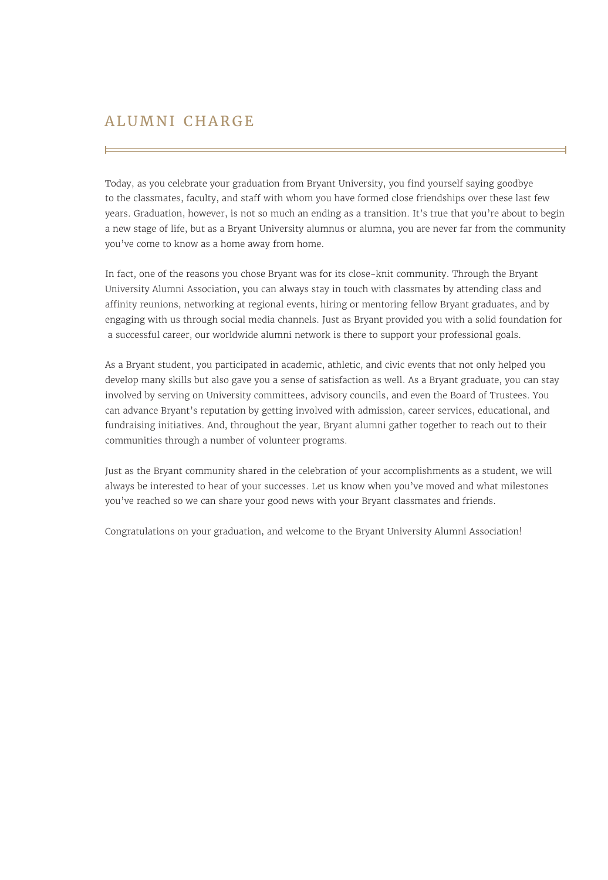# ALUMNI CHARGE

Today, as you celebrate your graduation from Bryant University, you find yourself saying goodbye to the classmates, faculty, and staff with whom you have formed close friendships over these last few years. Graduation, however, is not so much an ending as a transition. It's true that you're about to begin a new stage of life, but as a Bryant University alumnus or alumna, you are never far from the community you've come to know as a home away from home.

In fact, one of the reasons you chose Bryant was for its close-knit community. Through the Bryant University Alumni Association, you can always stay in touch with classmates by attending class and affinity reunions, networking at regional events, hiring or mentoring fellow Bryant graduates, and by engaging with us through social media channels. Just as Bryant provided you with a solid foundation for a successful career, our worldwide alumni network is there to support your professional goals.

As a Bryant student, you participated in academic, athletic, and civic events that not only helped you develop many skills but also gave you a sense of satisfaction as well. As a Bryant graduate, you can stay involved by serving on University committees, advisory councils, and even the Board of Trustees. You can advance Bryant's reputation by getting involved with admission, career services, educational, and fundraising initiatives. And, throughout the year, Bryant alumni gather together to reach out to their communities through a number of volunteer programs.

Just as the Bryant community shared in the celebration of your accomplishments as a student, we will always be interested to hear of your successes. Let us know when you've moved and what milestones you've reached so we can share your good news with your Bryant classmates and friends.

Congratulations on your graduation, and welcome to the Bryant University Alumni Association!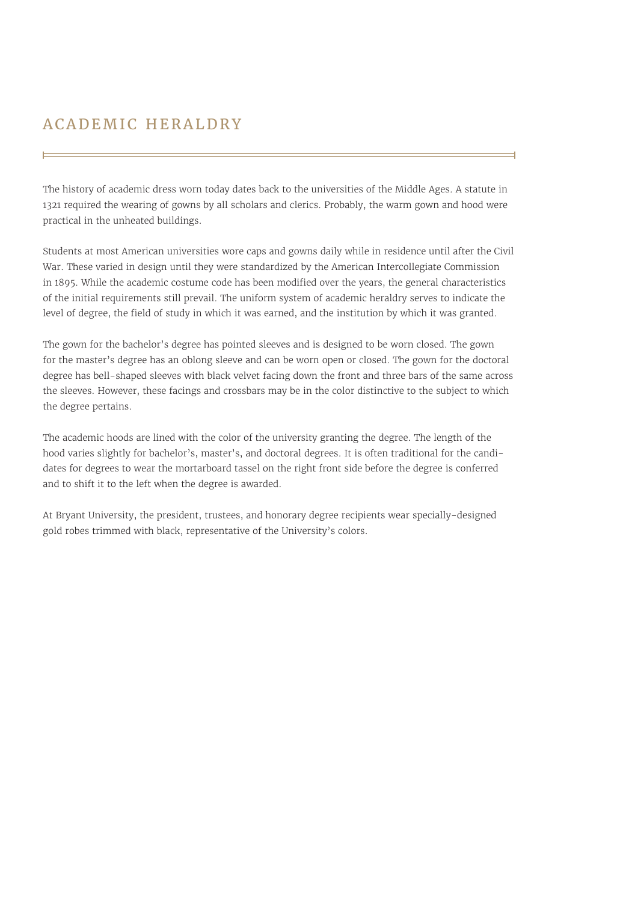# ACADEMIC HERALDRY

The history of academic dress worn today dates back to the universities of the Middle Ages. A statute in 1321 required the wearing of gowns by all scholars and clerics. Probably, the warm gown and hood were practical in the unheated buildings.

Students at most American universities wore caps and gowns daily while in residence until after the Civil War. These varied in design until they were standardized by the American Intercollegiate Commission in 1895. While the academic costume code has been modified over the years, the general characteristics of the initial requirements still prevail. The uniform system of academic heraldry serves to indicate the level of degree, the field of study in which it was earned, and the institution by which it was granted.

The gown for the bachelor's degree has pointed sleeves and is designed to be worn closed. The gown for the master's degree has an oblong sleeve and can be worn open or closed. The gown for the doctoral degree has bell-shaped sleeves with black velvet facing down the front and three bars of the same across the sleeves. However, these facings and crossbars may be in the color distinctive to the subject to which the degree pertains.

The academic hoods are lined with the color of the university granting the degree. The length of the hood varies slightly for bachelor's, master's, and doctoral degrees. It is often traditional for the candidates for degrees to wear the mortarboard tassel on the right front side before the degree is conferred and to shift it to the left when the degree is awarded.

At Bryant University, the president, trustees, and honorary degree recipients wear specially-designed gold robes trimmed with black, representative of the University's colors.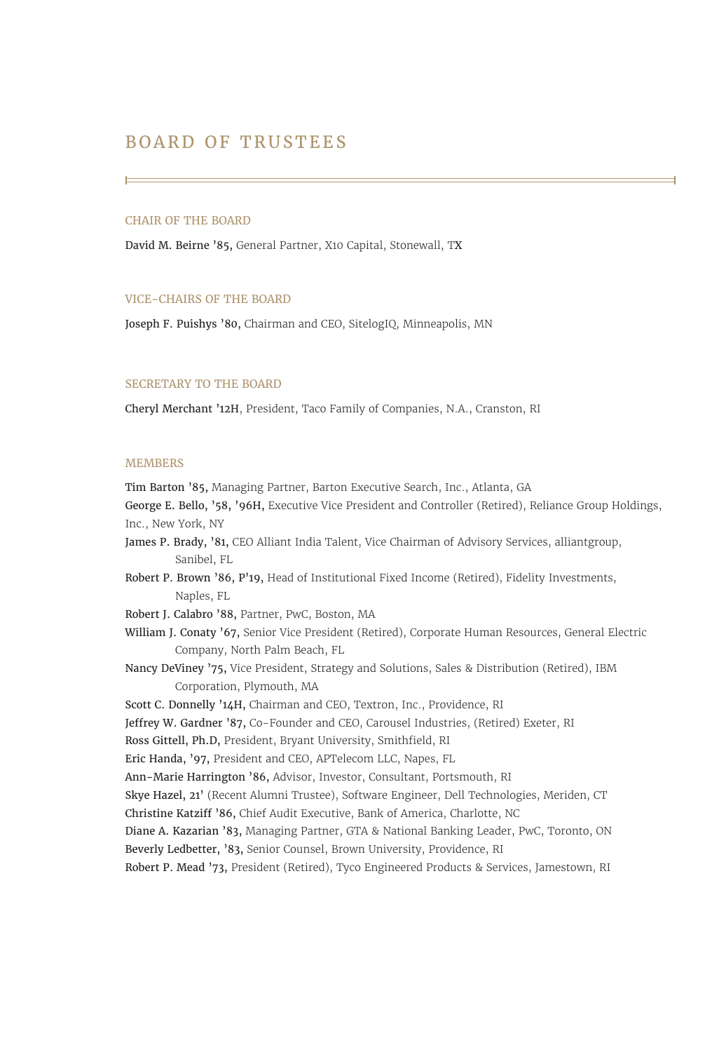# BOARD OF TRUSTEES

## CHAIR OF THE BOARD

**David M. Beirne ’85,** General Partner, X10 Capital, Stonewall, TX

## VICE-CHAIRS OF THE BOARD

**Joseph F. Puishys ’80,** Chairman and CEO, SitelogIQ, Minneapolis, MN

## SECRETARY TO THE BOARD

**Cheryl Merchant ’12H**, President, Taco Family of Companies, N.A., Cranston, RI

## MEMBERS

**Tim Barton ’85,** Managing Partner, Barton Executive Search, Inc., Atlanta, GA

**George E. Bello, ’58, ’96H,** Executive Vice President and Controller (Retired), Reliance Group Holdings, Inc., New York, NY

**James P. Brady, ’81,** CEO Alliant India Talent, Vice Chairman of Advisory Services, alliantgroup, Sanibel, FL

**Robert P. Brown ’86, P’19,** Head of Institutional Fixed Income (Retired), Fidelity Investments, Naples, FL

**Robert J. Calabro ’88,** Partner, PwC, Boston, MA

**William J. Conaty ’67,** Senior Vice President (Retired), Corporate Human Resources, General Electric Company, North Palm Beach, FL

**Nancy DeViney ’75,** Vice President, Strategy and Solutions, Sales & Distribution (Retired), IBM Corporation, Plymouth, MA

**Scott C. Donnelly ’14H,** Chairman and CEO, Textron, Inc., Providence, RI

**Jeffrey W. Gardner ’87,** Co-Founder and CEO, Carousel Industries, (Retired) Exeter, RI

**Ross Gittell, Ph.D,** President, Bryant University, Smithfield, RI

**Eric Handa, ’97,** President and CEO, APTelecom LLC, Napes, FL

**Ann-Marie Harrington ’86,** Advisor, Investor, Consultant, Portsmouth, RI

**Skye Hazel, 21’** (Recent Alumni Trustee), Software Engineer, Dell Technologies, Meriden, CT

**Christine Katziff ’86,** Chief Audit Executive, Bank of America, Charlotte, NC

**Diane A. Kazarian ’83,** Managing Partner, GTA & National Banking Leader, PwC, Toronto, ON

**Beverly Ledbetter, ’83,** Senior Counsel, Brown University, Providence, RI

**Robert P. Mead ’73,** President (Retired), Tyco Engineered Products & Services, Jamestown, RI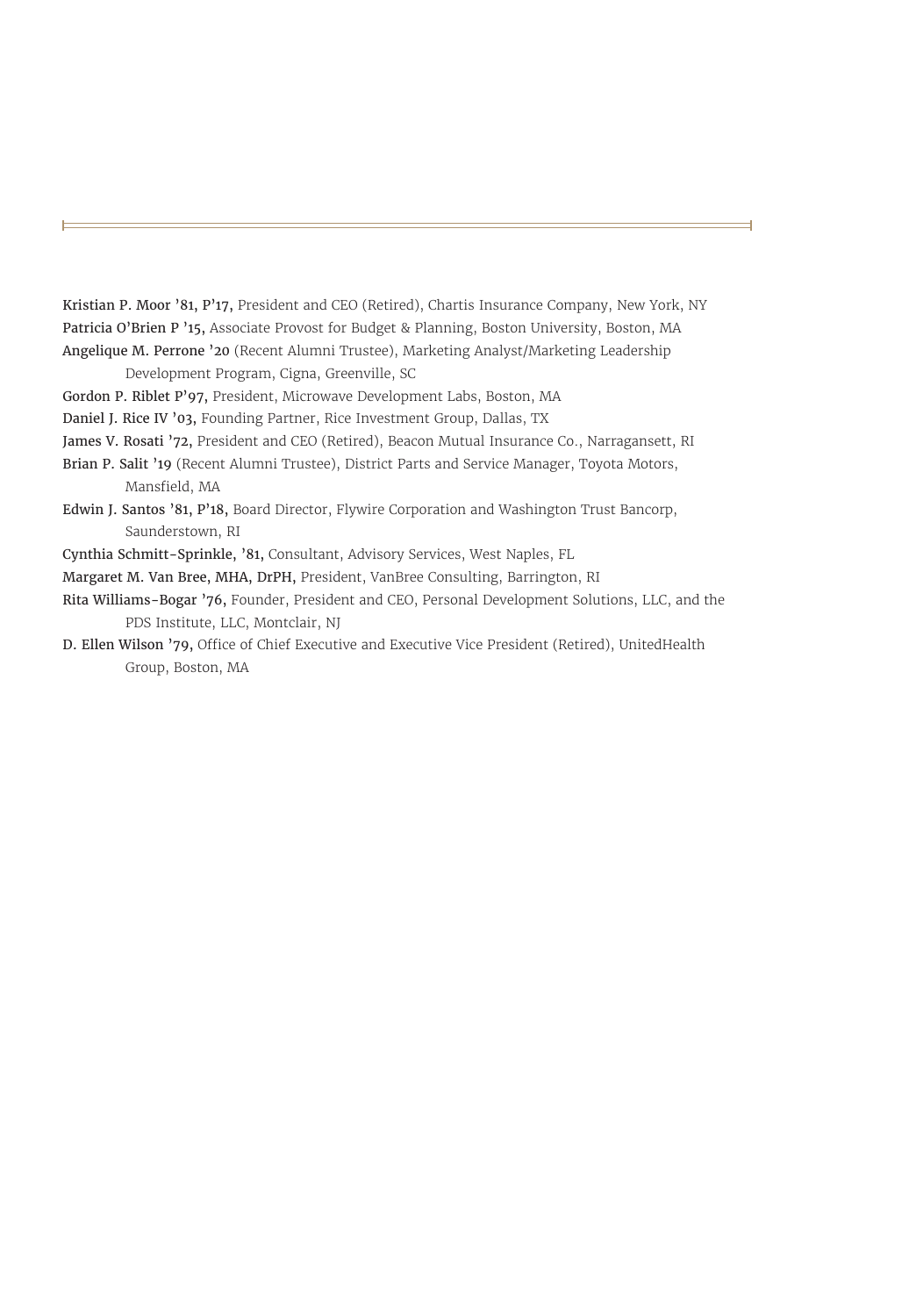**Kristian P. Moor ’81, P’17,** President and CEO (Retired), Chartis Insurance Company, New York, NY

**Patricia O’Brien P ’15,** Associate Provost for Budget & Planning, Boston University, Boston, MA

**Angelique M. Perrone ’20** (Recent Alumni Trustee), Marketing Analyst/Marketing Leadership Development Program, Cigna, Greenville, SC

**Gordon P. Riblet P’97,** President, Microwave Development Labs, Boston, MA

**Daniel J. Rice IV ’03,** Founding Partner, Rice Investment Group, Dallas, TX

**James V. Rosati ’72,** President and CEO (Retired), Beacon Mutual Insurance Co., Narragansett, RI

**Brian P. Salit ’19** (Recent Alumni Trustee), District Parts and Service Manager, Toyota Motors, Mansfield, MA

**Edwin J. Santos ’81, P’18,** Board Director, Flywire Corporation and Washington Trust Bancorp, Saunderstown, RI

**Cynthia Schmitt-Sprinkle, ’81,** Consultant, Advisory Services, West Naples, FL

**Margaret M. Van Bree, MHA, DrPH,** President, VanBree Consulting, Barrington, RI

**Rita Williams-Bogar ’76,** Founder, President and CEO, Personal Development Solutions, LLC, and the PDS Institute, LLC, Montclair, NJ

**D. Ellen Wilson ’79,** Office of Chief Executive and Executive Vice President (Retired), UnitedHealth Group, Boston, MA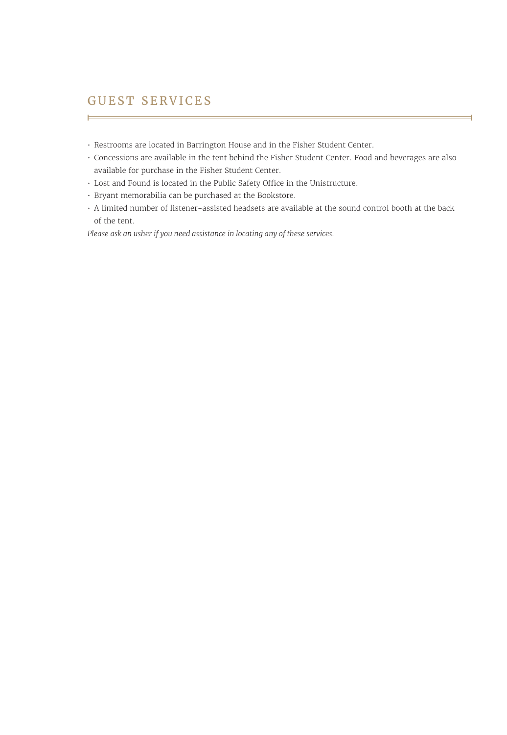## GUEST SERVICES

- Restrooms are located in Barrington House and in the Fisher Student Center.
- Concessions are available in the tent behind the Fisher Student Center. Food and beverages are also available for purchase in the Fisher Student Center.
- Lost and Found is located in the Public Safety Office in the Unistructure.
- Bryant memorabilia can be purchased at the Bookstore.
- A limited number of listener-assisted headsets are available at the sound control booth at the back of the tent.

*Please ask an usher if you need assistance in locating any of these services.*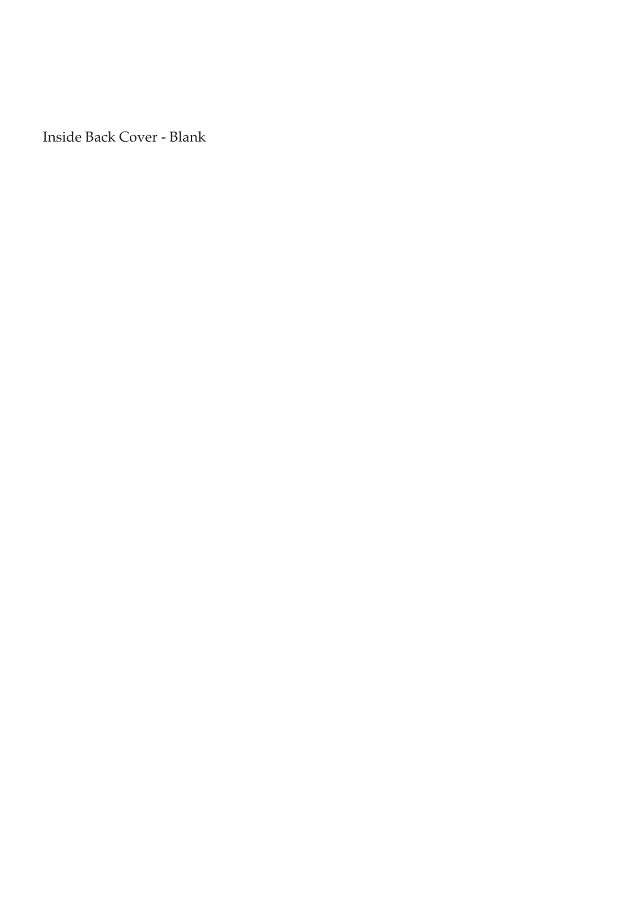Inside Back Cover - Blank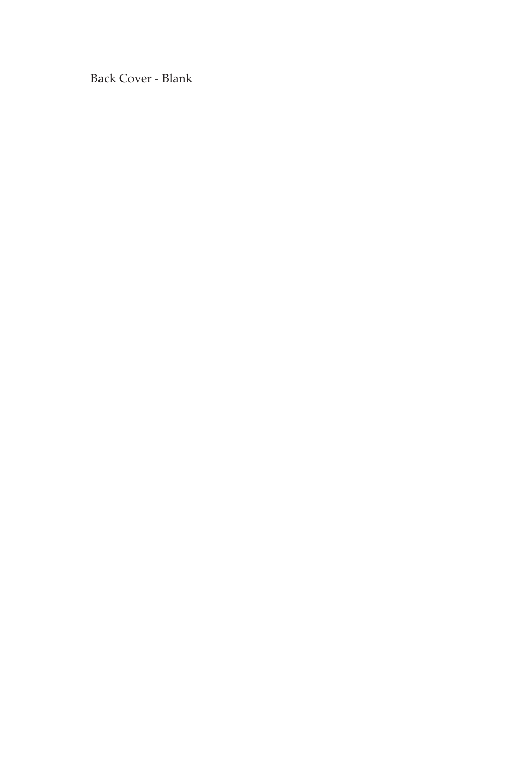Back Cover - Blank